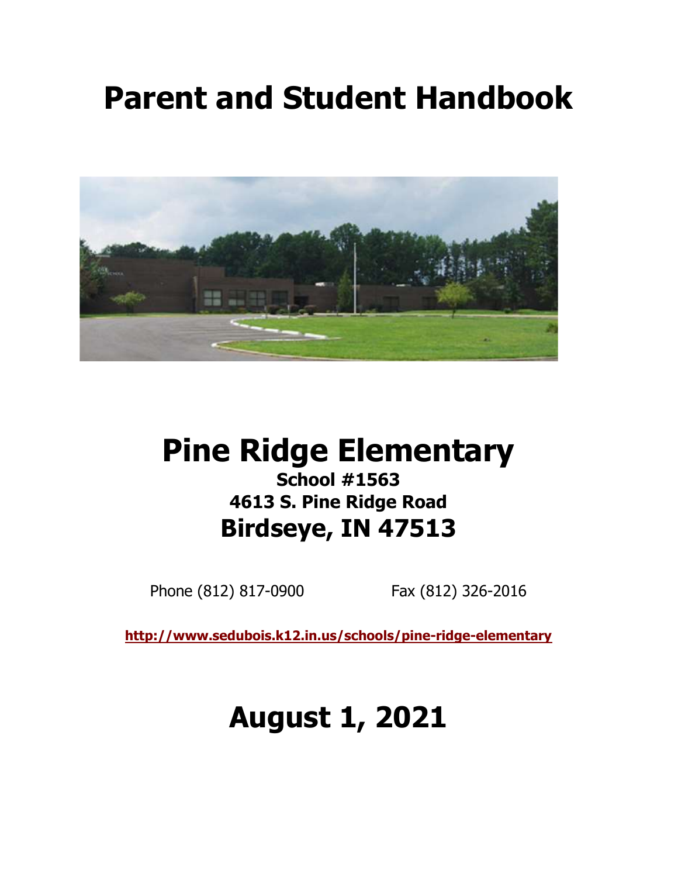# Parent and Student Handbook

# Pine Ridge Elementary

**School #1563**

**4613 S. Pine Ridge Road**

## Birdseye, IN 47513

Phone (812) 817-0900 Fax (812) 326-2016

**http://www.sedubois.k12.in.us/schools/pine-ridge-elementary**

# August 1, 2021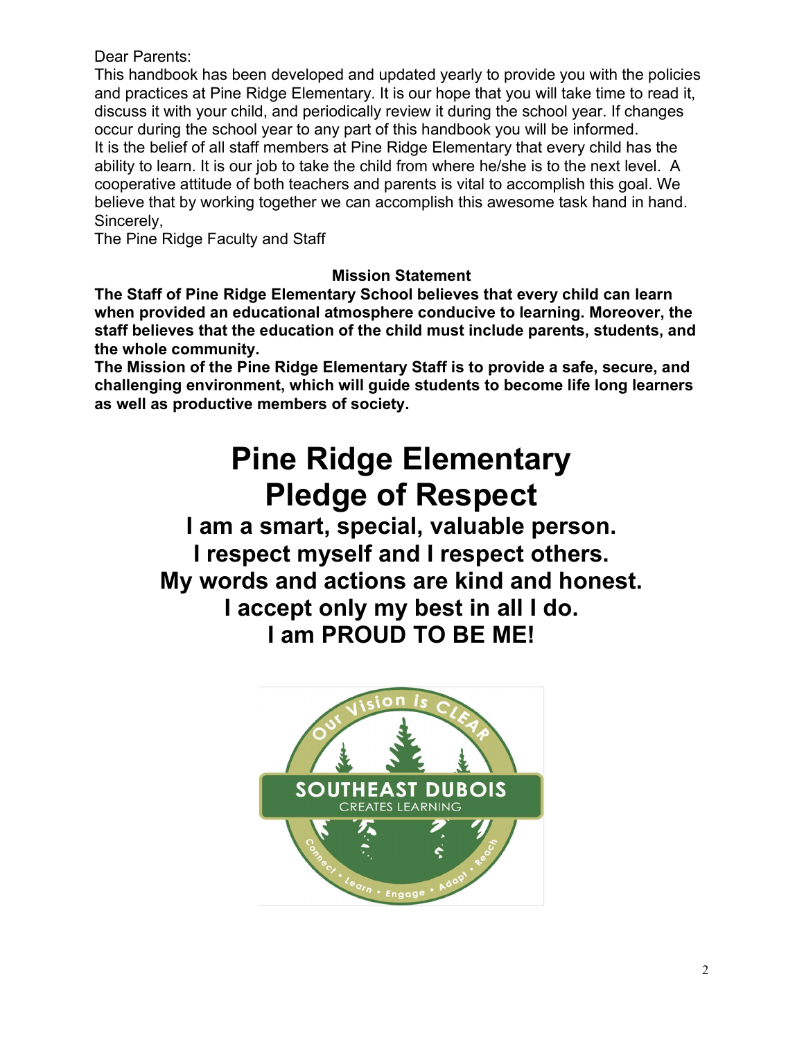Dear Parents:

This handbook has been developed and updated yearly to provide you with the policies and practices at Pine Ridge Elementary. It is our hope that you will take time to read it, discuss it with your child, and periodically review it during the school year. If changes occur during the school year to any part of this handbook you will be informed.

It is the belief of all staff members at Pine Ridge Elementary that every child has the ability to learn. It is our job to take the child from where he/she is to the next level. A cooperative attitude of both teachers and parents is vital to accomplish this goal. We believe that by working together we can accomplish this awesome task hand in hand.

Sincerely,

The Pine Ridge Faculty and Staff

## Mission Statement

**The Staff of Pine Ridge Elementary School believes that every child can learn when provided an educational atmosphere conducive to learning. Moreover, the staff believes that the education of the child must include parents, students, and the whole community.**

**The Mission of the Pine Ridge Elementary Staff is to provide a safe, secure, and challenging environment, which will guide students to become life long learners as well as productive members of society.**

# Pine Ridge Elementary Pledge of Respect

**I am a smart, special, valuable person.**
**I respect myself and I respect others.**
**My words and actions are kind and honest.**
**I accept only my best in all I do.**
**I am PROUD TO BE ME!**

Our Vision is CLEAR

SOUTHEAST DUBOIS CREATES LEARNING

Connect • Learn • Engage • Adapt • Reach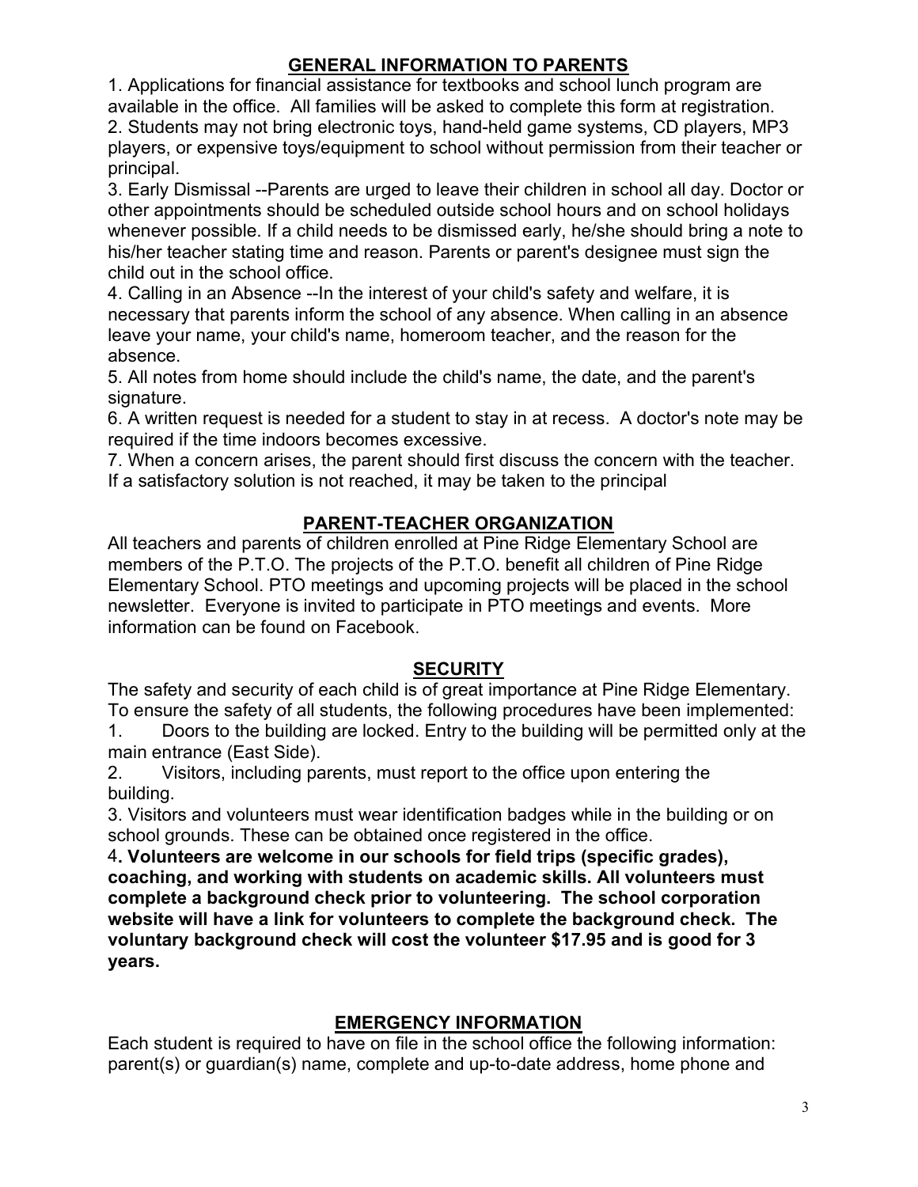## GENERAL INFORMATION TO PARENTS

1. Applications for financial assistance for textbooks and school lunch program are available in the office. All families will be asked to complete this form at registration.
2. Students may not bring electronic toys, hand-held game systems, CD players, MP3 players, or expensive toys/equipment to school without permission from their teacher or principal.
3. Early Dismissal --Parents are urged to leave their children in school all day. Doctor or other appointments should be scheduled outside school hours and on school holidays whenever possible. If a child needs to be dismissed early, he/she should bring a note to his/her teacher stating time and reason. Parents or parent's designee must sign the child out in the school office.
4. Calling in an Absence --In the interest of your child's safety and welfare, it is necessary that parents inform the school of any absence. When calling in an absence leave your name, your child's name, homeroom teacher, and the reason for the absence.
5. All notes from home should include the child's name, the date, and the parent's signature.
6. A written request is needed for a student to stay in at recess. A doctor's note may be required if the time indoors becomes excessive.
7. When a concern arises, the parent should first discuss the concern with the teacher. If a satisfactory solution is not reached, it may be taken to the principal

## PARENT-TEACHER ORGANIZATION

All teachers and parents of children enrolled at Pine Ridge Elementary School are members of the P.T.O. The projects of the P.T.O. benefit all children of Pine Ridge Elementary School. PTO meetings and upcoming projects will be placed in the school newsletter. Everyone is invited to participate in PTO meetings and events. More information can be found on Facebook.

## SECURITY

The safety and security of each child is of great importance at Pine Ridge Elementary. To ensure the safety of all students, the following procedures have been implemented:

1. Doors to the building are locked. Entry to the building will be permitted only at the main entrance (East Side).
2. Visitors, including parents, must report to the office upon entering the building.
3. Visitors and volunteers must wear identification badges while in the building or on school grounds. These can be obtained once registered in the office.
4. **Volunteers are welcome in our schools for field trips (specific grades), coaching, and working with students on academic skills. All volunteers must complete a background check prior to volunteering. The school corporation website will have a link for volunteers to complete the background check. The voluntary background check will cost the volunteer $17.95 and is good for 3 years.**

## EMERGENCY INFORMATION

Each student is required to have on file in the school office the following information: parent(s) or guardian(s) name, complete and up-to-date address, home phone and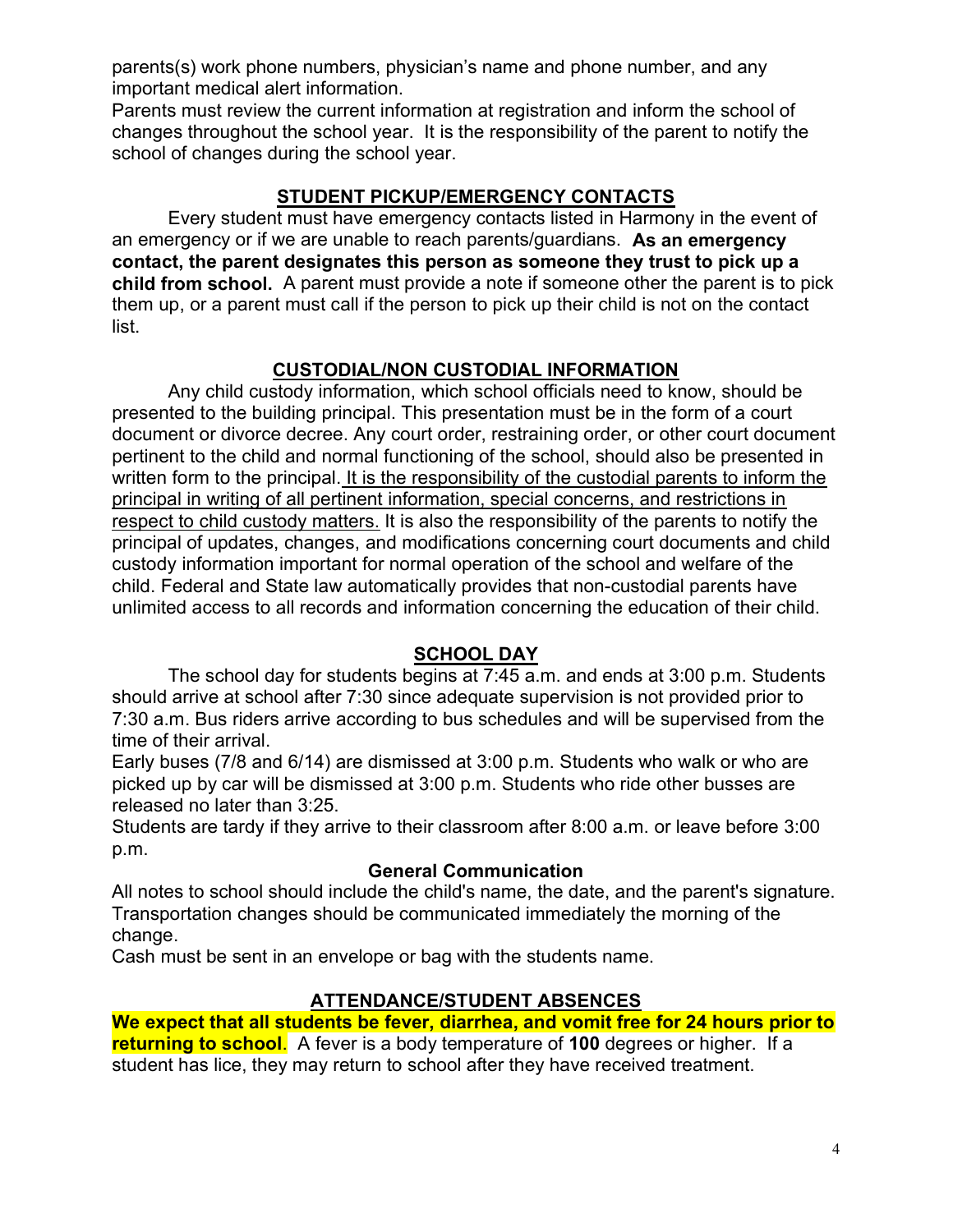parents(s) work phone numbers, physician's name and phone number, and any important medical alert information.

Parents must review the current information at registration and inform the school of changes throughout the school year. It is the responsibility of the parent to notify the school of changes during the school year.

## STUDENT PICKUP/EMERGENCY CONTACTS

Every student must have emergency contacts listed in Harmony in the event of an emergency or if we are unable to reach parents/guardians. **As an emergency contact, the parent designates this person as someone they trust to pick up a child from school.** A parent must provide a note if someone other the parent is to pick them up, or a parent must call if the person to pick up their child is not on the contact list.

## CUSTODIAL/NON CUSTODIAL INFORMATION

Any child custody information, which school officials need to know, should be presented to the building principal. This presentation must be in the form of a court document or divorce decree. Any court order, restraining order, or other court document pertinent to the child and normal functioning of the school, should also be presented in written form to the principal. <u>It is the responsibility of the custodial parents to inform the principal in writing of all pertinent information, special concerns, and restrictions in respect to child custody matters.</u> It is also the responsibility of the parents to notify the principal of updates, changes, and modifications concerning court documents and child custody information important for normal operation of the school and welfare of the child. Federal and State law automatically provides that non-custodial parents have unlimited access to all records and information concerning the education of their child.

## SCHOOL DAY

The school day for students begins at 7:45 a.m. and ends at 3:00 p.m. Students should arrive at school after 7:30 since adequate supervision is not provided prior to 7:30 a.m. Bus riders arrive according to bus schedules and will be supervised from the time of their arrival.

Early buses (7/8 and 6/14) are dismissed at 3:00 p.m. Students who walk or who are picked up by car will be dismissed at 3:00 p.m. Students who ride other busses are released no later than 3:25.

Students are tardy if they arrive to their classroom after 8:00 a.m. or leave before 3:00 p.m.

### General Communication

All notes to school should include the child's name, the date, and the parent's signature. Transportation changes should be communicated immediately the morning of the change.

Cash must be sent in an envelope or bag with the students name.

## ATTENDANCE/STUDENT ABSENCES

**We expect that all students be fever, diarrhea, and vomit free for 24 hours prior to returning to school**. A fever is a body temperature of **100** degrees or higher. If a student has lice, they may return to school after they have received treatment.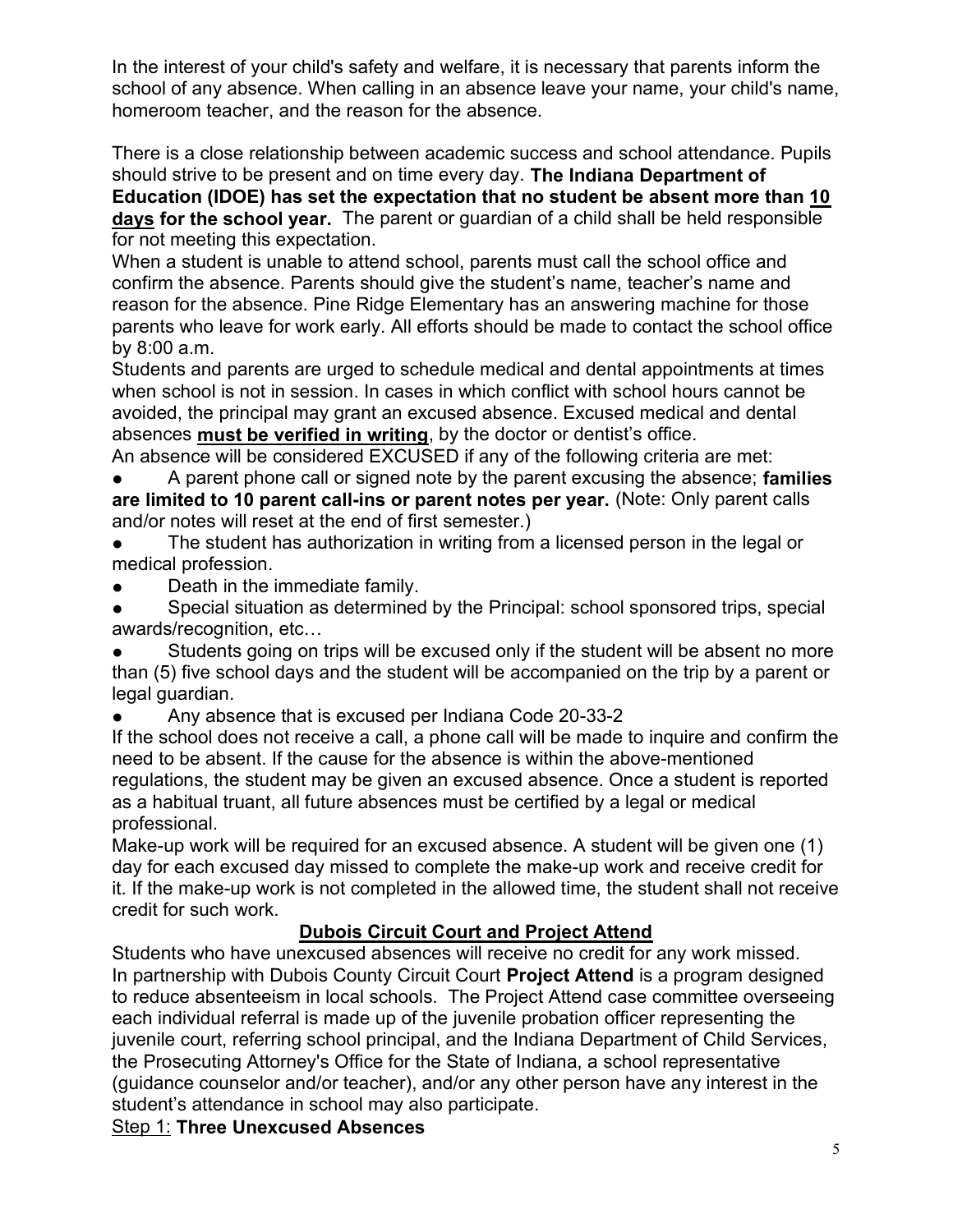In the interest of your child's safety and welfare, it is necessary that parents inform the school of any absence. When calling in an absence leave your name, your child's name, homeroom teacher, and the reason for the absence.

There is a close relationship between academic success and school attendance. Pupils should strive to be present and on time every day. **The Indiana Department of Education (IDOE) has set the expectation that no student be absent more than <u>10 days</u> for the school year.** The parent or guardian of a child shall be held responsible for not meeting this expectation.

When a student is unable to attend school, parents must call the school office and confirm the absence. Parents should give the student's name, teacher's name and reason for the absence. Pine Ridge Elementary has an answering machine for those parents who leave for work early. All efforts should be made to contact the school office by 8:00 a.m.

Students and parents are urged to schedule medical and dental appointments at times when school is not in session. In cases in which conflict with school hours cannot be avoided, the principal may grant an excused absence. Excused medical and dental absences **<u>must be verified in writing</u>**, by the doctor or dentist's office.

An absence will be considered EXCUSED if any of the following criteria are met:

- A parent phone call or signed note by the parent excusing the absence; **families are limited to 10 parent call-ins or parent notes per year.** (Note: Only parent calls and/or notes will reset at the end of first semester.)
- The student has authorization in writing from a licensed person in the legal or medical profession.
- Death in the immediate family.
- Special situation as determined by the Principal: school sponsored trips, special awards/recognition, etc…
- Students going on trips will be excused only if the student will be absent no more than (5) five school days and the student will be accompanied on the trip by a parent or legal guardian.
- Any absence that is excused per Indiana Code 20-33-2

If the school does not receive a call, a phone call will be made to inquire and confirm the need to be absent. If the cause for the absence is within the above-mentioned regulations, the student may be given an excused absence. Once a student is reported as a habitual truant, all future absences must be certified by a legal or medical professional.

Make-up work will be required for an excused absence. A student will be given one (1) day for each excused day missed to complete the make-up work and receive credit for it. If the make-up work is not completed in the allowed time, the student shall not receive credit for such work.

## <u>Dubois Circuit Court and Project Attend</u>

Students who have unexcused absences will receive no credit for any work missed.
In partnership with Dubois County Circuit Court **Project Attend** is a program designed to reduce absenteeism in local schools. The Project Attend case committee overseeing each individual referral is made up of the juvenile probation officer representing the juvenile court, referring school principal, and the Indiana Department of Child Services, the Prosecuting Attorney's Office for the State of Indiana, a school representative (guidance counselor and/or teacher), and/or any other person have any interest in the student's attendance in school may also participate.

<u>Step 1:</u> **Three Unexcused Absences**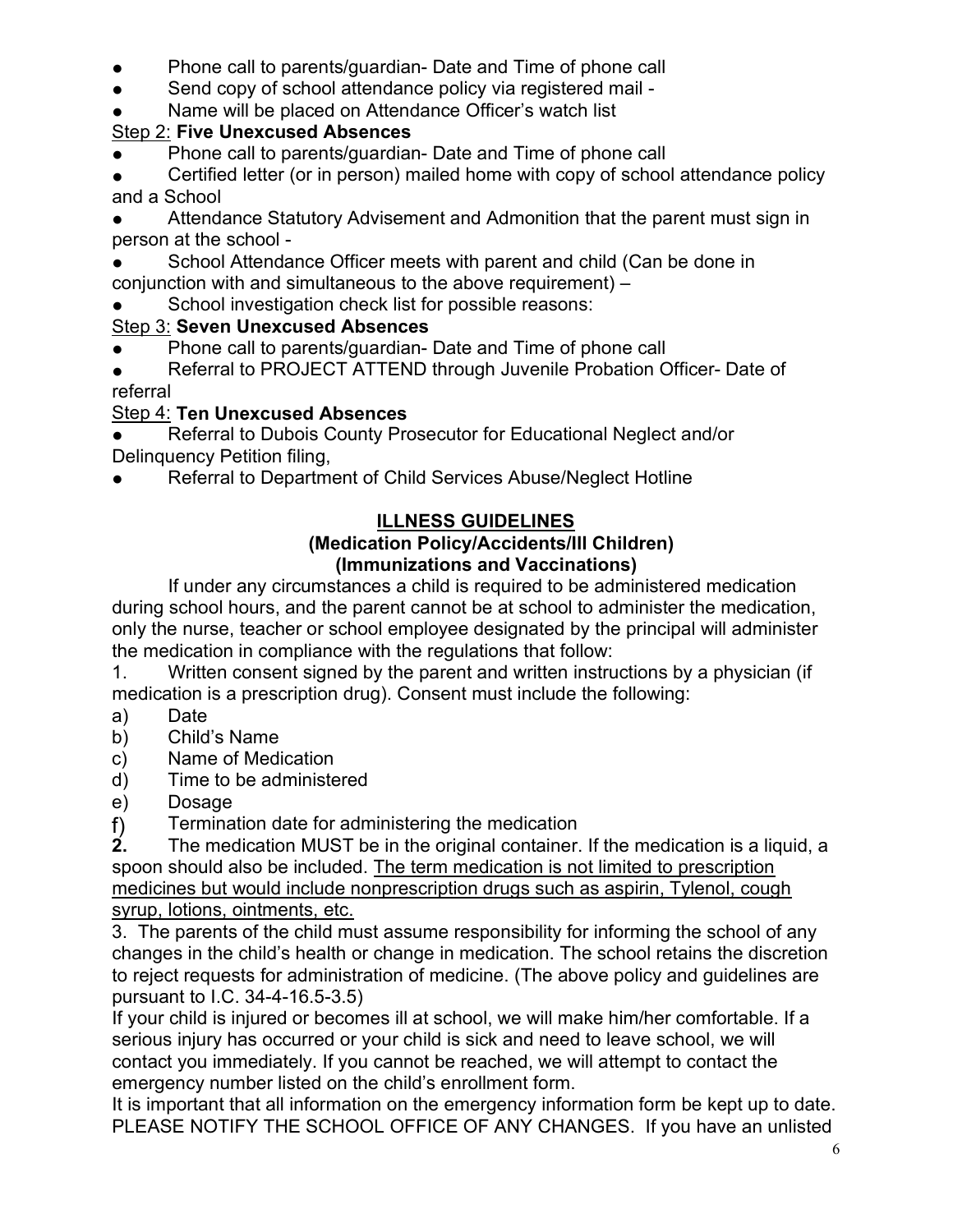- Phone call to parents/guardian- Date and Time of phone call
- Send copy of school attendance policy via registered mail -
- Name will be placed on Attendance Officer's watch list

Step 2: **Five Unexcused Absences**

- Phone call to parents/guardian- Date and Time of phone call
- Certified letter (or in person) mailed home with copy of school attendance policy and a School
- Attendance Statutory Advisement and Admonition that the parent must sign in person at the school -
- School Attendance Officer meets with parent and child (Can be done in conjunction with and simultaneous to the above requirement) –
- School investigation check list for possible reasons:

Step 3: **Seven Unexcused Absences**

- Phone call to parents/guardian- Date and Time of phone call
- Referral to PROJECT ATTEND through Juvenile Probation Officer- Date of referral

Step 4: **Ten Unexcused Absences**

- Referral to Dubois County Prosecutor for Educational Neglect and/or Delinquency Petition filing,
- Referral to Department of Child Services Abuse/Neglect Hotline

## ILLNESS GUIDELINES

**(Medication Policy/Accidents/Ill Children)**
**(Immunizations and Vaccinations)**

If under any circumstances a child is required to be administered medication during school hours, and the parent cannot be at school to administer the medication, only the nurse, teacher or school employee designated by the principal will administer the medication in compliance with the regulations that follow:

1. Written consent signed by the parent and written instructions by a physician (if medication is a prescription drug). Consent must include the following:
   a) Date
   b) Child's Name
   c) Name of Medication
   d) Time to be administered
   e) Dosage
   f) Termination date for administering the medication
2. The medication MUST be in the original container. If the medication is a liquid, a spoon should also be included. The term medication is not limited to prescription medicines but would include nonprescription drugs such as aspirin, Tylenol, cough syrup, lotions, ointments, etc.
3. The parents of the child must assume responsibility for informing the school of any changes in the child's health or change in medication. The school retains the discretion to reject requests for administration of medicine. (The above policy and guidelines are pursuant to I.C. 34-4-16.5-3.5)

If your child is injured or becomes ill at school, we will make him/her comfortable. If a serious injury has occurred or your child is sick and need to leave school, we will contact you immediately. If you cannot be reached, we will attempt to contact the emergency number listed on the child's enrollment form.

It is important that all information on the emergency information form be kept up to date. PLEASE NOTIFY THE SCHOOL OFFICE OF ANY CHANGES. If you have an unlisted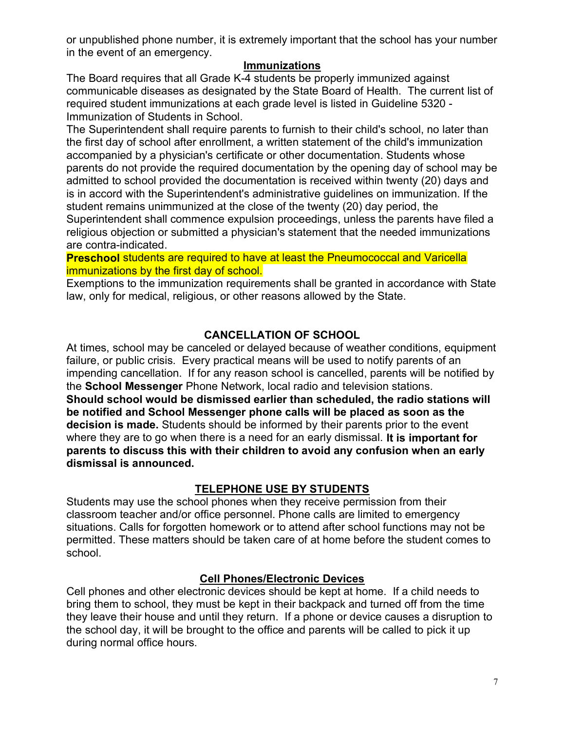or unpublished phone number, it is extremely important that the school has your number in the event of an emergency.

## Immunizations

The Board requires that all Grade K-4 students be properly immunized against communicable diseases as designated by the State Board of Health. The current list of required student immunizations at each grade level is listed in Guideline 5320 - Immunization of Students in School.

The Superintendent shall require parents to furnish to their child's school, no later than the first day of school after enrollment, a written statement of the child's immunization accompanied by a physician's certificate or other documentation. Students whose parents do not provide the required documentation by the opening day of school may be admitted to school provided the documentation is received within twenty (20) days and is in accord with the Superintendent's administrative guidelines on immunization. If the student remains unimmunized at the close of the twenty (20) day period, the Superintendent shall commence expulsion proceedings, unless the parents have filed a religious objection or submitted a physician's statement that the needed immunizations are contra-indicated.

**Preschool** students are required to have at least the Pneumococcal and Varicella immunizations by the first day of school.

Exemptions to the immunization requirements shall be granted in accordance with State law, only for medical, religious, or other reasons allowed by the State.

## CANCELLATION OF SCHOOL

At times, school may be canceled or delayed because of weather conditions, equipment failure, or public crisis. Every practical means will be used to notify parents of an impending cancellation. If for any reason school is cancelled, parents will be notified by the **School Messenger** Phone Network, local radio and television stations. **Should school would be dismissed earlier than scheduled, the radio stations will be notified and School Messenger phone calls will be placed as soon as the decision is made.** Students should be informed by their parents prior to the event where they are to go when there is a need for an early dismissal. **It is important for parents to discuss this with their children to avoid any confusion when an early dismissal is announced.**

## TELEPHONE USE BY STUDENTS

Students may use the school phones when they receive permission from their classroom teacher and/or office personnel. Phone calls are limited to emergency situations. Calls for forgotten homework or to attend after school functions may not be permitted. These matters should be taken care of at home before the student comes to school.

## Cell Phones/Electronic Devices

Cell phones and other electronic devices should be kept at home. If a child needs to bring them to school, they must be kept in their backpack and turned off from the time they leave their house and until they return. If a phone or device causes a disruption to the school day, it will be brought to the office and parents will be called to pick it up during normal office hours.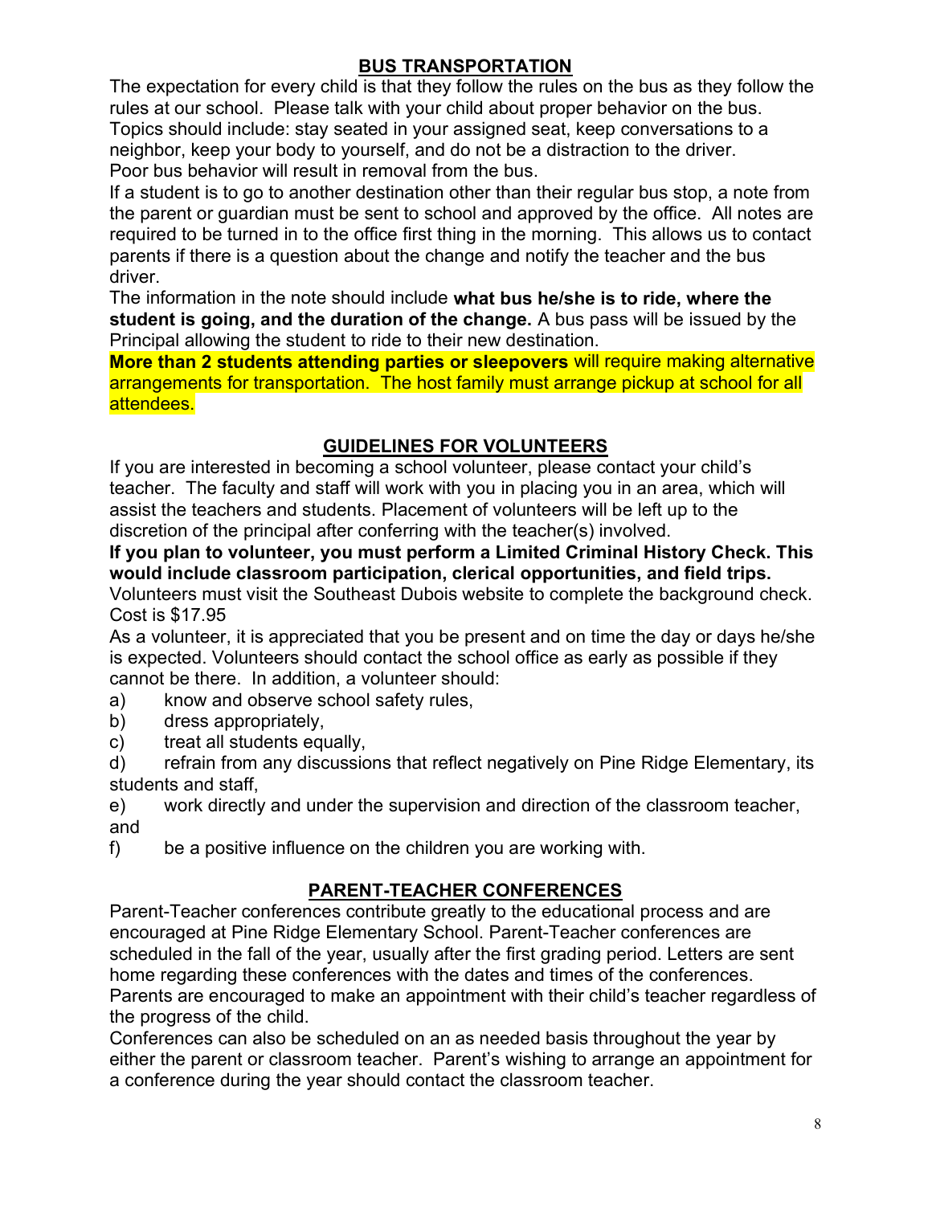## BUS TRANSPORTATION

The expectation for every child is that they follow the rules on the bus as they follow the rules at our school. Please talk with your child about proper behavior on the bus. Topics should include: stay seated in your assigned seat, keep conversations to a neighbor, keep your body to yourself, and do not be a distraction to the driver. Poor bus behavior will result in removal from the bus.

If a student is to go to another destination other than their regular bus stop, a note from the parent or guardian must be sent to school and approved by the office. All notes are required to be turned in to the office first thing in the morning. This allows us to contact parents if there is a question about the change and notify the teacher and the bus driver.

The information in the note should include **what bus he/she is to ride, where the student is going, and the duration of the change.** A bus pass will be issued by the Principal allowing the student to ride to their new destination.

**More than 2 students attending parties or sleepovers** will require making alternative arrangements for transportation. The host family must arrange pickup at school for all attendees.

## GUIDELINES FOR VOLUNTEERS

If you are interested in becoming a school volunteer, please contact your child's teacher. The faculty and staff will work with you in placing you in an area, which will assist the teachers and students. Placement of volunteers will be left up to the discretion of the principal after conferring with the teacher(s) involved.

**If you plan to volunteer, you must perform a Limited Criminal History Check. This would include classroom participation, clerical opportunities, and field trips.**

Volunteers must visit the Southeast Dubois website to complete the background check. Cost is $17.95

As a volunteer, it is appreciated that you be present and on time the day or days he/she is expected. Volunteers should contact the school office as early as possible if they cannot be there. In addition, a volunteer should:

a) know and observe school safety rules,
b) dress appropriately,
c) treat all students equally,
d) refrain from any discussions that reflect negatively on Pine Ridge Elementary, its students and staff,
e) work directly and under the supervision and direction of the classroom teacher, and
f) be a positive influence on the children you are working with.

## PARENT-TEACHER CONFERENCES

Parent-Teacher conferences contribute greatly to the educational process and are encouraged at Pine Ridge Elementary School. Parent-Teacher conferences are scheduled in the fall of the year, usually after the first grading period. Letters are sent home regarding these conferences with the dates and times of the conferences. Parents are encouraged to make an appointment with their child's teacher regardless of the progress of the child.

Conferences can also be scheduled on an as needed basis throughout the year by either the parent or classroom teacher. Parent's wishing to arrange an appointment for a conference during the year should contact the classroom teacher.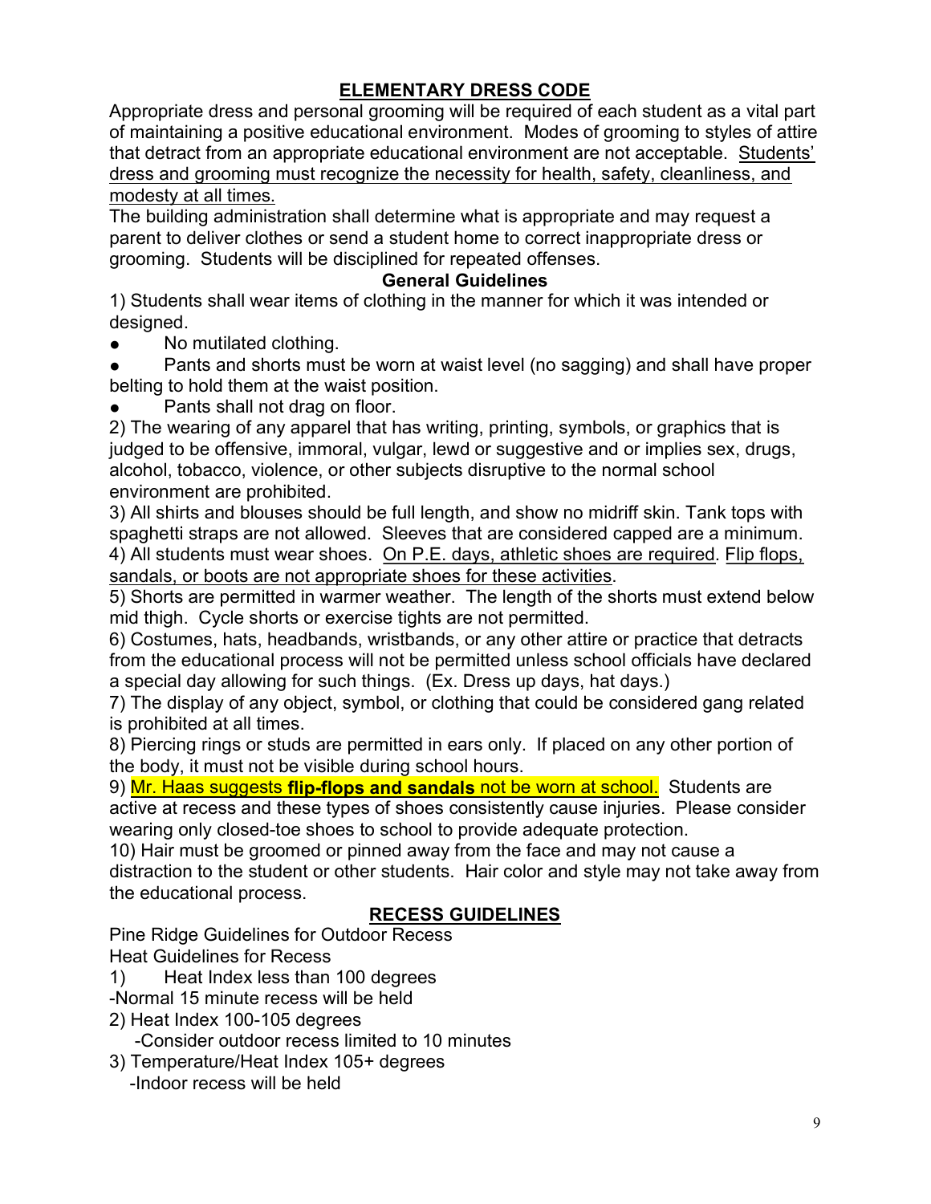## ELEMENTARY DRESS CODE

Appropriate dress and personal grooming will be required of each student as a vital part of maintaining a positive educational environment. Modes of grooming to styles of attire that detract from an appropriate educational environment are not acceptable. Students' dress and grooming must recognize the necessity for health, safety, cleanliness, and modesty at all times.

The building administration shall determine what is appropriate and may request a parent to deliver clothes or send a student home to correct inappropriate dress or grooming. Students will be disciplined for repeated offenses.

### General Guidelines

1) Students shall wear items of clothing in the manner for which it was intended or designed.

- No mutilated clothing.
- Pants and shorts must be worn at waist level (no sagging) and shall have proper belting to hold them at the waist position.
- Pants shall not drag on floor.

2) The wearing of any apparel that has writing, printing, symbols, or graphics that is judged to be offensive, immoral, vulgar, lewd or suggestive and or implies sex, drugs, alcohol, tobacco, violence, or other subjects disruptive to the normal school environment are prohibited.

3) All shirts and blouses should be full length, and show no midriff skin. Tank tops with spaghetti straps are not allowed. Sleeves that are considered capped are a minimum.

4) All students must wear shoes. On P.E. days, athletic shoes are required. Flip flops, sandals, or boots are not appropriate shoes for these activities.

5) Shorts are permitted in warmer weather. The length of the shorts must extend below mid thigh. Cycle shorts or exercise tights are not permitted.

6) Costumes, hats, headbands, wristbands, or any other attire or practice that detracts from the educational process will not be permitted unless school officials have declared a special day allowing for such things. (Ex. Dress up days, hat days.)

7) The display of any object, symbol, or clothing that could be considered gang related is prohibited at all times.

8) Piercing rings or studs are permitted in ears only. If placed on any other portion of the body, it must not be visible during school hours.

9) Mr. Haas suggests **flip-flops and sandals** not be worn at school. Students are active at recess and these types of shoes consistently cause injuries. Please consider wearing only closed-toe shoes to school to provide adequate protection.

10) Hair must be groomed or pinned away from the face and may not cause a distraction to the student or other students. Hair color and style may not take away from the educational process.

## RECESS GUIDELINES

Pine Ridge Guidelines for Outdoor Recess

Heat Guidelines for Recess

1) Heat Index less than 100 degrees
   - Normal 15 minute recess will be held
2) Heat Index 100-105 degrees
   - Consider outdoor recess limited to 10 minutes
3) Temperature/Heat Index 105+ degrees
   - Indoor recess will be held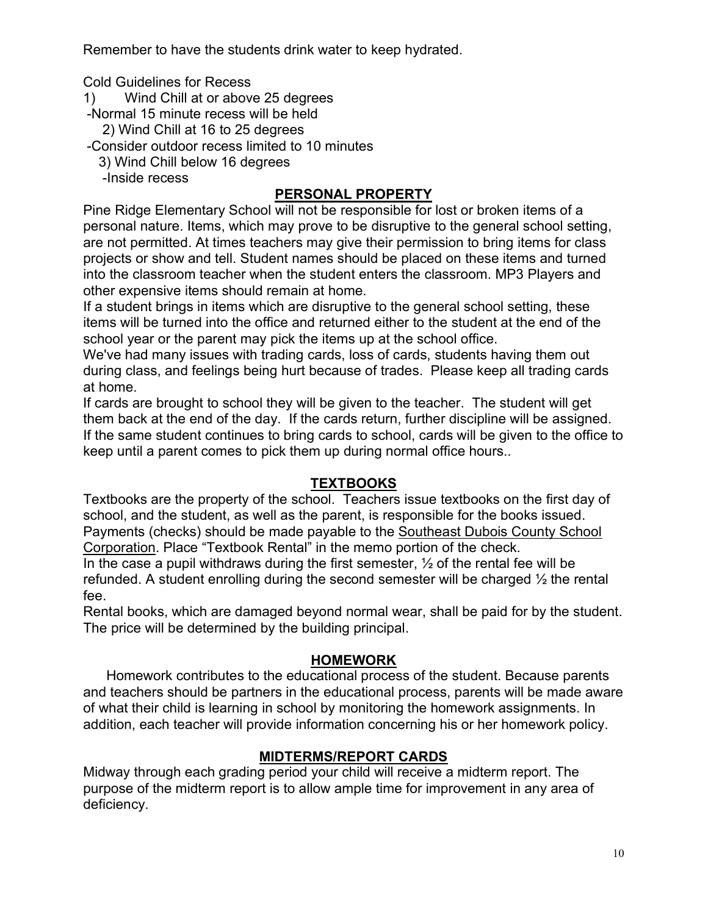Remember to have the students drink water to keep hydrated.

Cold Guidelines for Recess

1) Wind Chill at or above 25 degrees
 -Normal 15 minute recess will be held
2) Wind Chill at 16 to 25 degrees
 -Consider outdoor recess limited to 10 minutes
3) Wind Chill below 16 degrees
 -Inside recess

## PERSONAL PROPERTY

Pine Ridge Elementary School will not be responsible for lost or broken items of a personal nature. Items, which may prove to be disruptive to the general school setting, are not permitted. At times teachers may give their permission to bring items for class projects or show and tell. Student names should be placed on these items and turned into the classroom teacher when the student enters the classroom. MP3 Players and other expensive items should remain at home.

If a student brings in items which are disruptive to the general school setting, these items will be turned into the office and returned either to the student at the end of the school year or the parent may pick the items up at the school office.

We've had many issues with trading cards, loss of cards, students having them out during class, and feelings being hurt because of trades. Please keep all trading cards at home.

If cards are brought to school they will be given to the teacher. The student will get them back at the end of the day. If the cards return, further discipline will be assigned. If the same student continues to bring cards to school, cards will be given to the office to keep until a parent comes to pick them up during normal office hours..

## TEXTBOOKS

Textbooks are the property of the school. Teachers issue textbooks on the first day of school, and the student, as well as the parent, is responsible for the books issued. Payments (checks) should be made payable to the Southeast Dubois County School Corporation. Place "Textbook Rental" in the memo portion of the check.

In the case a pupil withdraws during the first semester, ½ of the rental fee will be refunded. A student enrolling during the second semester will be charged ½ the rental fee.

Rental books, which are damaged beyond normal wear, shall be paid for by the student. The price will be determined by the building principal.

## HOMEWORK

Homework contributes to the educational process of the student. Because parents and teachers should be partners in the educational process, parents will be made aware of what their child is learning in school by monitoring the homework assignments. In addition, each teacher will provide information concerning his or her homework policy.

## MIDTERMS/REPORT CARDS

Midway through each grading period your child will receive a midterm report. The purpose of the midterm report is to allow ample time for improvement in any area of deficiency.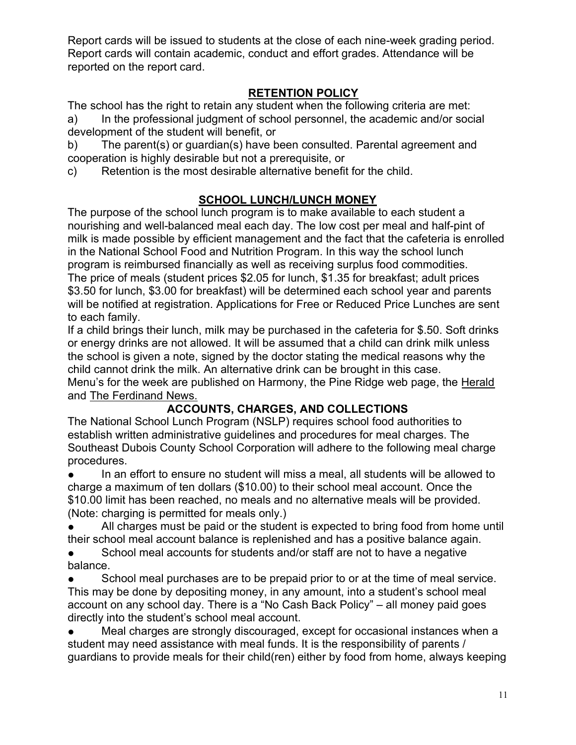Report cards will be issued to students at the close of each nine-week grading period. Report cards will contain academic, conduct and effort grades. Attendance will be reported on the report card.

## RETENTION POLICY

The school has the right to retain any student when the following criteria are met:

a) In the professional judgment of school personnel, the academic and/or social development of the student will benefit, or

b) The parent(s) or guardian(s) have been consulted. Parental agreement and cooperation is highly desirable but not a prerequisite, or

c) Retention is the most desirable alternative benefit for the child.

## SCHOOL LUNCH/LUNCH MONEY

The purpose of the school lunch program is to make available to each student a nourishing and well-balanced meal each day. The low cost per meal and half-pint of milk is made possible by efficient management and the fact that the cafeteria is enrolled in the National School Food and Nutrition Program. In this way the school lunch program is reimbursed financially as well as receiving surplus food commodities. The price of meals (student prices $2.05 for lunch, $1.35 for breakfast; adult prices $3.50 for lunch, $3.00 for breakfast) will be determined each school year and parents will be notified at registration. Applications for Free or Reduced Price Lunches are sent to each family.

If a child brings their lunch, milk may be purchased in the cafeteria for $.50. Soft drinks or energy drinks are not allowed. It will be assumed that a child can drink milk unless the school is given a note, signed by the doctor stating the medical reasons why the child cannot drink the milk. An alternative drink can be brought in this case.

Menu's for the week are published on Harmony, the Pine Ridge web page, the Herald and The Ferdinand News.

## ACCOUNTS, CHARGES, AND COLLECTIONS

The National School Lunch Program (NSLP) requires school food authorities to establish written administrative guidelines and procedures for meal charges. The Southeast Dubois County School Corporation will adhere to the following meal charge procedures.

- In an effort to ensure no student will miss a meal, all students will be allowed to charge a maximum of ten dollars ($10.00) to their school meal account. Once the $10.00 limit has been reached, no meals and no alternative meals will be provided. (Note: charging is permitted for meals only.)
- All charges must be paid or the student is expected to bring food from home until their school meal account balance is replenished and has a positive balance again.
- School meal accounts for students and/or staff are not to have a negative balance.
- School meal purchases are to be prepaid prior to or at the time of meal service. This may be done by depositing money, in any amount, into a student's school meal account on any school day. There is a "No Cash Back Policy" – all money paid goes directly into the student's school meal account.
- Meal charges are strongly discouraged, except for occasional instances when a student may need assistance with meal funds. It is the responsibility of parents / guardians to provide meals for their child(ren) either by food from home, always keeping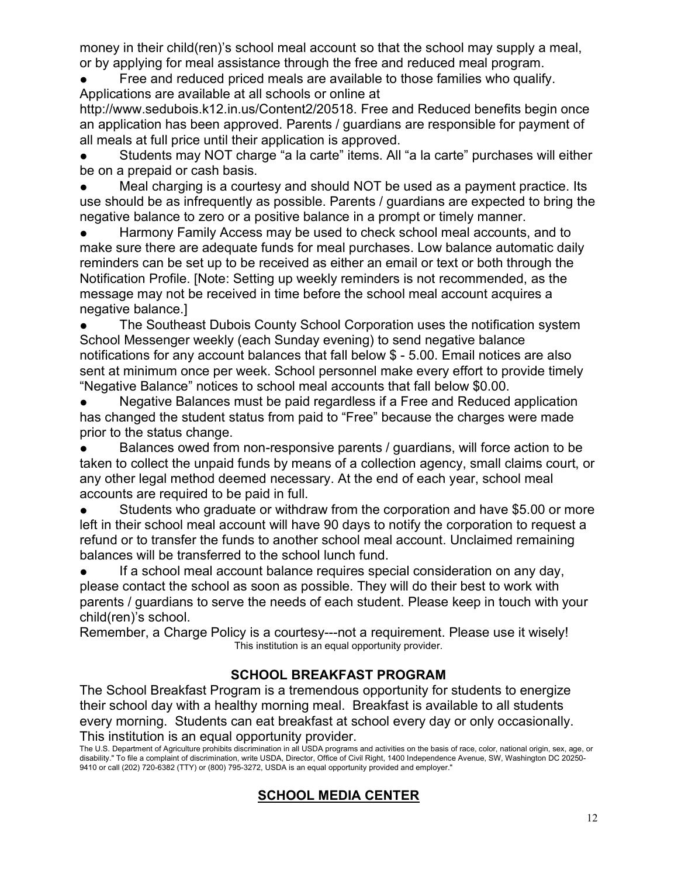money in their child(ren)'s school meal account so that the school may supply a meal, or by applying for meal assistance through the free and reduced meal program.

- Free and reduced priced meals are available to those families who qualify. Applications are available at all schools or online at http://www.sedubois.k12.in.us/Content2/20518. Free and Reduced benefits begin once an application has been approved. Parents / guardians are responsible for payment of all meals at full price until their application is approved.
- Students may NOT charge "a la carte" items. All "a la carte" purchases will either be on a prepaid or cash basis.
- Meal charging is a courtesy and should NOT be used as a payment practice. Its use should be as infrequently as possible. Parents / guardians are expected to bring the negative balance to zero or a positive balance in a prompt or timely manner.
- Harmony Family Access may be used to check school meal accounts, and to make sure there are adequate funds for meal purchases. Low balance automatic daily reminders can be set up to be received as either an email or text or both through the Notification Profile. [Note: Setting up weekly reminders is not recommended, as the message may not be received in time before the school meal account acquires a negative balance.]
- The Southeast Dubois County School Corporation uses the notification system School Messenger weekly (each Sunday evening) to send negative balance notifications for any account balances that fall below $ - 5.00. Email notices are also sent at minimum once per week. School personnel make every effort to provide timely "Negative Balance" notices to school meal accounts that fall below $0.00.
- Negative Balances must be paid regardless if a Free and Reduced application has changed the student status from paid to "Free" because the charges were made prior to the status change.
- Balances owed from non-responsive parents / guardians, will force action to be taken to collect the unpaid funds by means of a collection agency, small claims court, or any other legal method deemed necessary. At the end of each year, school meal accounts are required to be paid in full.
- Students who graduate or withdraw from the corporation and have $5.00 or more left in their school meal account will have 90 days to notify the corporation to request a refund or to transfer the funds to another school meal account. Unclaimed remaining balances will be transferred to the school lunch fund.
- If a school meal account balance requires special consideration on any day, please contact the school as soon as possible. They will do their best to work with parents / guardians to serve the needs of each student. Please keep in touch with your child(ren)'s school.

Remember, a Charge Policy is a courtesy---not a requirement. Please use it wisely!

This institution is an equal opportunity provider.

## SCHOOL BREAKFAST PROGRAM

The School Breakfast Program is a tremendous opportunity for students to energize their school day with a healthy morning meal. Breakfast is available to all students every morning. Students can eat breakfast at school every day or only occasionally. This institution is an equal opportunity provider.

The U.S. Department of Agriculture prohibits discrimination in all USDA programs and activities on the basis of race, color, national origin, sex, age, or disability." To file a complaint of discrimination, write USDA, Director, Office of Civil Right, 1400 Independence Avenue, SW, Washington DC 20250-9410 or call (202) 720-6382 (TTY) or (800) 795-3272, USDA is an equal opportunity provided and employer."

## SCHOOL MEDIA CENTER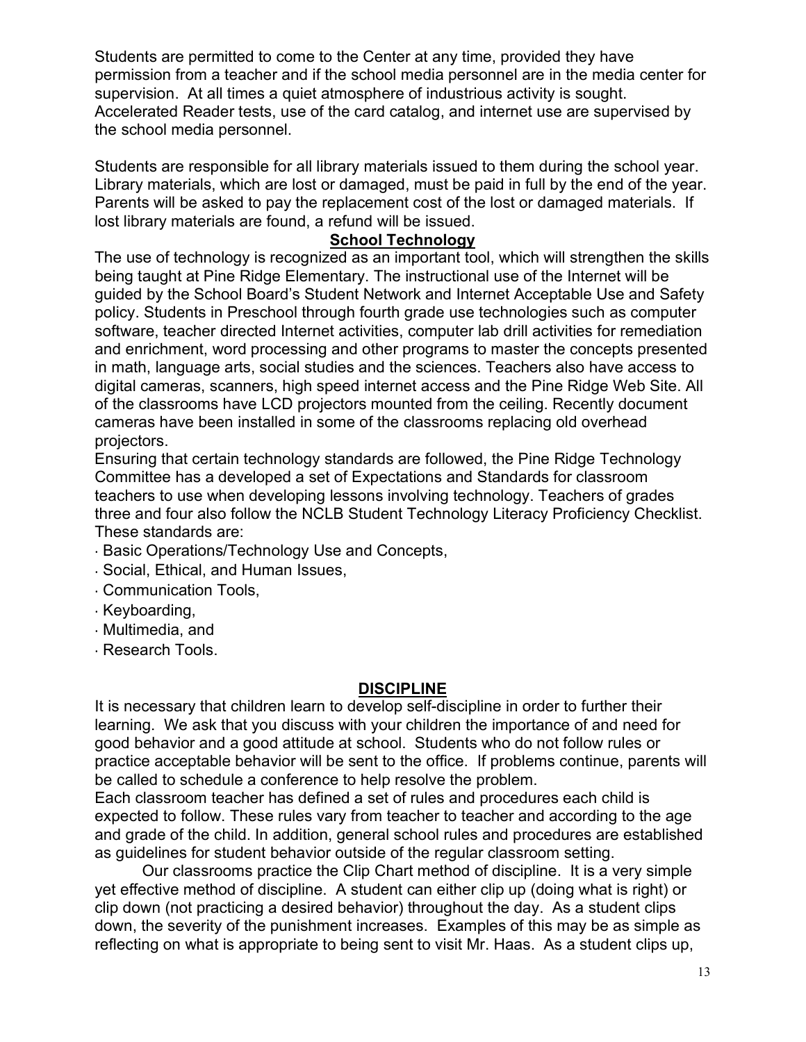Students are permitted to come to the Center at any time, provided they have permission from a teacher and if the school media personnel are in the media center for supervision. At all times a quiet atmosphere of industrious activity is sought. Accelerated Reader tests, use of the card catalog, and internet use are supervised by the school media personnel.

Students are responsible for all library materials issued to them during the school year. Library materials, which are lost or damaged, must be paid in full by the end of the year. Parents will be asked to pay the replacement cost of the lost or damaged materials. If lost library materials are found, a refund will be issued.

## School Technology

The use of technology is recognized as an important tool, which will strengthen the skills being taught at Pine Ridge Elementary. The instructional use of the Internet will be guided by the School Board's Student Network and Internet Acceptable Use and Safety policy. Students in Preschool through fourth grade use technologies such as computer software, teacher directed Internet activities, computer lab drill activities for remediation and enrichment, word processing and other programs to master the concepts presented in math, language arts, social studies and the sciences. Teachers also have access to digital cameras, scanners, high speed internet access and the Pine Ridge Web Site. All of the classrooms have LCD projectors mounted from the ceiling. Recently document cameras have been installed in some of the classrooms replacing old overhead projectors.

Ensuring that certain technology standards are followed, the Pine Ridge Technology Committee has a developed a set of Expectations and Standards for classroom teachers to use when developing lessons involving technology. Teachers of grades three and four also follow the NCLB Student Technology Literacy Proficiency Checklist. These standards are:

- Basic Operations/Technology Use and Concepts,
- Social, Ethical, and Human Issues,
- Communication Tools,
- Keyboarding,
- Multimedia, and
- Research Tools.

## DISCIPLINE

It is necessary that children learn to develop self-discipline in order to further their learning. We ask that you discuss with your children the importance of and need for good behavior and a good attitude at school. Students who do not follow rules or practice acceptable behavior will be sent to the office. If problems continue, parents will be called to schedule a conference to help resolve the problem.

Each classroom teacher has defined a set of rules and procedures each child is expected to follow. These rules vary from teacher to teacher and according to the age and grade of the child. In addition, general school rules and procedures are established as guidelines for student behavior outside of the regular classroom setting.

Our classrooms practice the Clip Chart method of discipline. It is a very simple yet effective method of discipline. A student can either clip up (doing what is right) or clip down (not practicing a desired behavior) throughout the day. As a student clips down, the severity of the punishment increases. Examples of this may be as simple as reflecting on what is appropriate to being sent to visit Mr. Haas. As a student clips up,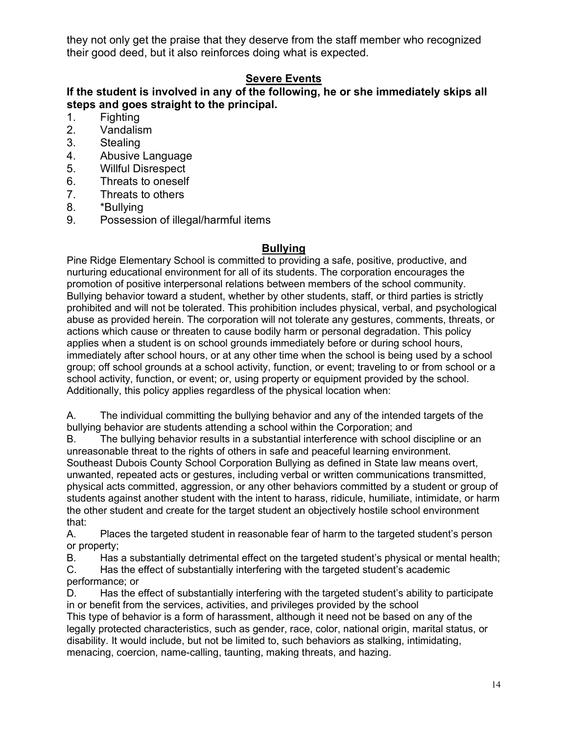they not only get the praise that they deserve from the staff member who recognized their good deed, but it also reinforces doing what is expected.

## Severe Events

**If the student is involved in any of the following, he or she immediately skips all steps and goes straight to the principal.**

1. Fighting
2. Vandalism
3. Stealing
4. Abusive Language
5. Willful Disrespect
6. Threats to oneself
7. Threats to others
8. *Bullying
9. Possession of illegal/harmful items

## Bullying

Pine Ridge Elementary School is committed to providing a safe, positive, productive, and nurturing educational environment for all of its students. The corporation encourages the promotion of positive interpersonal relations between members of the school community. Bullying behavior toward a student, whether by other students, staff, or third parties is strictly prohibited and will not be tolerated. This prohibition includes physical, verbal, and psychological abuse as provided herein. The corporation will not tolerate any gestures, comments, threats, or actions which cause or threaten to cause bodily harm or personal degradation. This policy applies when a student is on school grounds immediately before or during school hours, immediately after school hours, or at any other time when the school is being used by a school group; off school grounds at a school activity, function, or event; traveling to or from school or a school activity, function, or event; or, using property or equipment provided by the school. Additionally, this policy applies regardless of the physical location when:

A. The individual committing the bullying behavior and any of the intended targets of the bullying behavior are students attending a school within the Corporation; and

B. The bullying behavior results in a substantial interference with school discipline or an unreasonable threat to the rights of others in safe and peaceful learning environment.

Southeast Dubois County School Corporation Bullying as defined in State law means overt, unwanted, repeated acts or gestures, including verbal or written communications transmitted, physical acts committed, aggression, or any other behaviors committed by a student or group of students against another student with the intent to harass, ridicule, humiliate, intimidate, or harm the other student and create for the target student an objectively hostile school environment that:

A. Places the targeted student in reasonable fear of harm to the targeted student's person or property;

B. Has a substantially detrimental effect on the targeted student's physical or mental health;

C. Has the effect of substantially interfering with the targeted student's academic performance; or

D. Has the effect of substantially interfering with the targeted student's ability to participate in or benefit from the services, activities, and privileges provided by the school

This type of behavior is a form of harassment, although it need not be based on any of the legally protected characteristics, such as gender, race, color, national origin, marital status, or disability. It would include, but not be limited to, such behaviors as stalking, intimidating, menacing, coercion, name-calling, taunting, making threats, and hazing.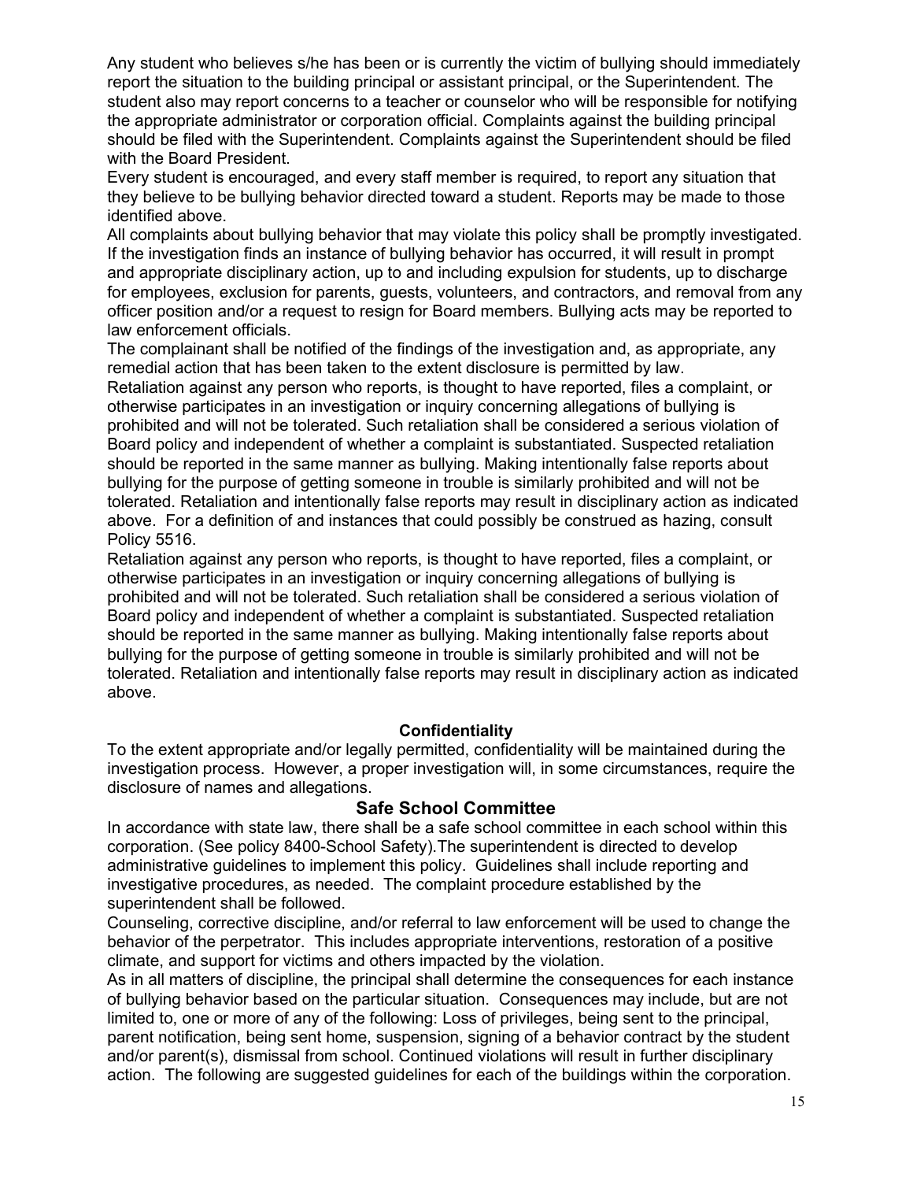Any student who believes s/he has been or is currently the victim of bullying should immediately report the situation to the building principal or assistant principal, or the Superintendent. The student also may report concerns to a teacher or counselor who will be responsible for notifying the appropriate administrator or corporation official. Complaints against the building principal should be filed with the Superintendent. Complaints against the Superintendent should be filed with the Board President.

Every student is encouraged, and every staff member is required, to report any situation that they believe to be bullying behavior directed toward a student. Reports may be made to those identified above.

All complaints about bullying behavior that may violate this policy shall be promptly investigated. If the investigation finds an instance of bullying behavior has occurred, it will result in prompt and appropriate disciplinary action, up to and including expulsion for students, up to discharge for employees, exclusion for parents, guests, volunteers, and contractors, and removal from any officer position and/or a request to resign for Board members. Bullying acts may be reported to law enforcement officials.

The complainant shall be notified of the findings of the investigation and, as appropriate, any remedial action that has been taken to the extent disclosure is permitted by law.

Retaliation against any person who reports, is thought to have reported, files a complaint, or otherwise participates in an investigation or inquiry concerning allegations of bullying is prohibited and will not be tolerated. Such retaliation shall be considered a serious violation of Board policy and independent of whether a complaint is substantiated. Suspected retaliation should be reported in the same manner as bullying. Making intentionally false reports about bullying for the purpose of getting someone in trouble is similarly prohibited and will not be tolerated. Retaliation and intentionally false reports may result in disciplinary action as indicated above. For a definition of and instances that could possibly be construed as hazing, consult Policy 5516.

Retaliation against any person who reports, is thought to have reported, files a complaint, or otherwise participates in an investigation or inquiry concerning allegations of bullying is prohibited and will not be tolerated. Such retaliation shall be considered a serious violation of Board policy and independent of whether a complaint is substantiated. Suspected retaliation should be reported in the same manner as bullying. Making intentionally false reports about bullying for the purpose of getting someone in trouble is similarly prohibited and will not be tolerated. Retaliation and intentionally false reports may result in disciplinary action as indicated above.

### Confidentiality

To the extent appropriate and/or legally permitted, confidentiality will be maintained during the investigation process. However, a proper investigation will, in some circumstances, require the disclosure of names and allegations.

### Safe School Committee

In accordance with state law, there shall be a safe school committee in each school within this corporation. (See policy 8400-School Safety).The superintendent is directed to develop administrative guidelines to implement this policy. Guidelines shall include reporting and investigative procedures, as needed. The complaint procedure established by the superintendent shall be followed.

Counseling, corrective discipline, and/or referral to law enforcement will be used to change the behavior of the perpetrator. This includes appropriate interventions, restoration of a positive climate, and support for victims and others impacted by the violation.

As in all matters of discipline, the principal shall determine the consequences for each instance of bullying behavior based on the particular situation. Consequences may include, but are not limited to, one or more of any of the following: Loss of privileges, being sent to the principal, parent notification, being sent home, suspension, signing of a behavior contract by the student and/or parent(s), dismissal from school. Continued violations will result in further disciplinary action. The following are suggested guidelines for each of the buildings within the corporation.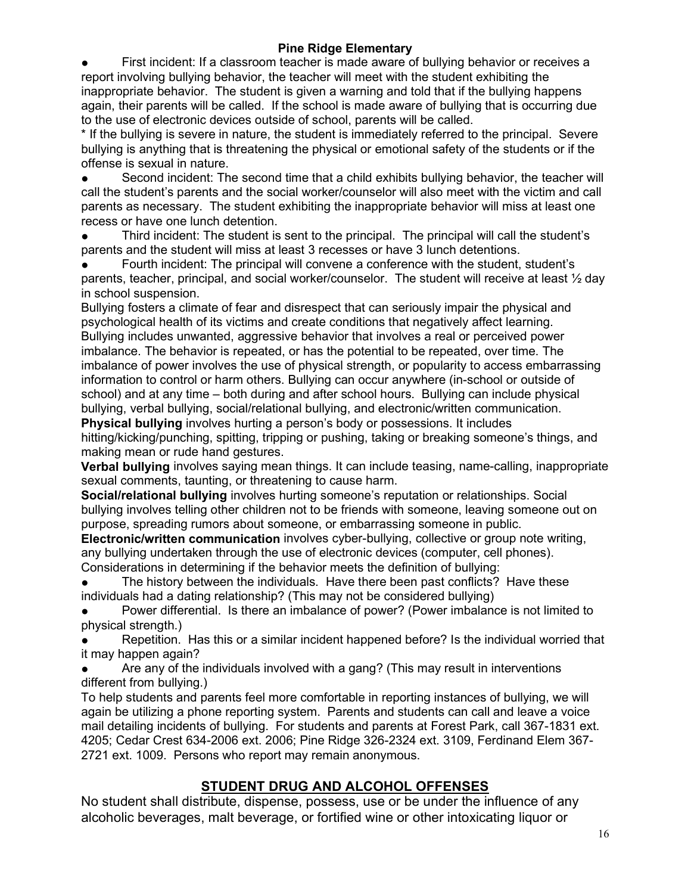**Pine Ridge Elementary**

- First incident: If a classroom teacher is made aware of bullying behavior or receives a report involving bullying behavior, the teacher will meet with the student exhibiting the inappropriate behavior. The student is given a warning and told that if the bullying happens again, their parents will be called. If the school is made aware of bullying that is occurring due to the use of electronic devices outside of school, parents will be called.

* If the bullying is severe in nature, the student is immediately referred to the principal. Severe bullying is anything that is threatening the physical or emotional safety of the students or if the offense is sexual in nature.

- Second incident: The second time that a child exhibits bullying behavior, the teacher will call the student's parents and the social worker/counselor will also meet with the victim and call parents as necessary. The student exhibiting the inappropriate behavior will miss at least one recess or have one lunch detention.
- Third incident: The student is sent to the principal. The principal will call the student's parents and the student will miss at least 3 recesses or have 3 lunch detentions.
- Fourth incident: The principal will convene a conference with the student, student's parents, teacher, principal, and social worker/counselor. The student will receive at least ½ day in school suspension.

Bullying fosters a climate of fear and disrespect that can seriously impair the physical and psychological health of its victims and create conditions that negatively affect learning. Bullying includes unwanted, aggressive behavior that involves a real or perceived power imbalance. The behavior is repeated, or has the potential to be repeated, over time. The imbalance of power involves the use of physical strength, or popularity to access embarrassing information to control or harm others. Bullying can occur anywhere (in-school or outside of school) and at any time – both during and after school hours. Bullying can include physical bullying, verbal bullying, social/relational bullying, and electronic/written communication.

**Physical bullying** involves hurting a person's body or possessions. It includes hitting/kicking/punching, spitting, tripping or pushing, taking or breaking someone's things, and making mean or rude hand gestures.

**Verbal bullying** involves saying mean things. It can include teasing, name-calling, inappropriate sexual comments, taunting, or threatening to cause harm.

**Social/relational bullying** involves hurting someone's reputation or relationships. Social bullying involves telling other children not to be friends with someone, leaving someone out on purpose, spreading rumors about someone, or embarrassing someone in public.

**Electronic/written communication** involves cyber-bullying, collective or group note writing, any bullying undertaken through the use of electronic devices (computer, cell phones).

Considerations in determining if the behavior meets the definition of bullying:

- The history between the individuals. Have there been past conflicts? Have these individuals had a dating relationship? (This may not be considered bullying)
- Power differential. Is there an imbalance of power? (Power imbalance is not limited to physical strength.)
- Repetition. Has this or a similar incident happened before? Is the individual worried that it may happen again?
- Are any of the individuals involved with a gang? (This may result in interventions different from bullying.)

To help students and parents feel more comfortable in reporting instances of bullying, we will again be utilizing a phone reporting system. Parents and students can call and leave a voice mail detailing incidents of bullying. For students and parents at Forest Park, call 367-1831 ext. 4205; Cedar Crest 634-2006 ext. 2006; Pine Ridge 326-2324 ext. 3109, Ferdinand Elem 367-2721 ext. 1009. Persons who report may remain anonymous.

## STUDENT DRUG AND ALCOHOL OFFENSES

No student shall distribute, dispense, possess, use or be under the influence of any alcoholic beverages, malt beverage, or fortified wine or other intoxicating liquor or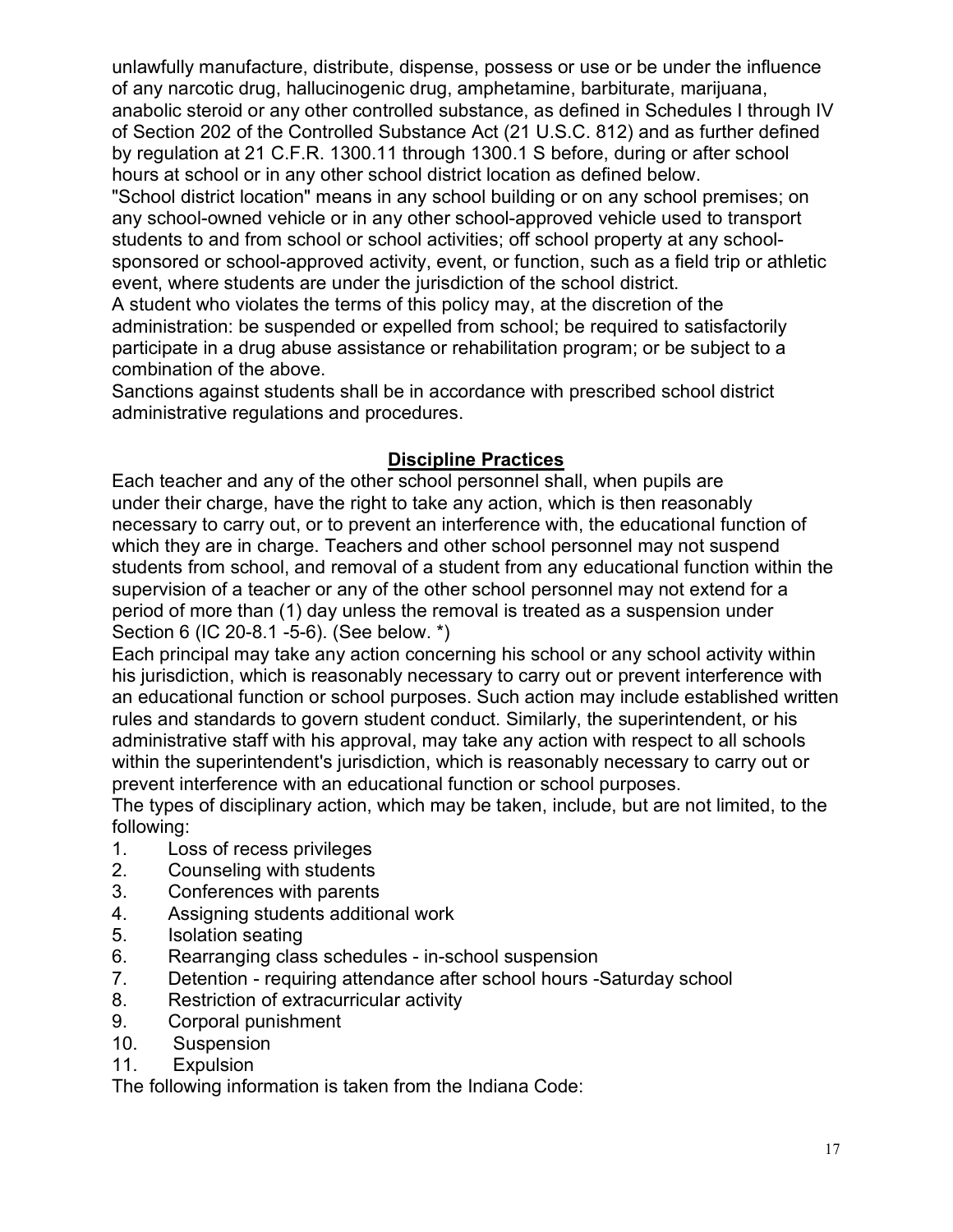unlawfully manufacture, distribute, dispense, possess or use or be under the influence of any narcotic drug, hallucinogenic drug, amphetamine, barbiturate, marijuana, anabolic steroid or any other controlled substance, as defined in Schedules I through IV of Section 202 of the Controlled Substance Act (21 U.S.C. 812) and as further defined by regulation at 21 C.F.R. 1300.11 through 1300.1 S before, during or after school hours at school or in any other school district location as defined below.

"School district location" means in any school building or on any school premises; on any school-owned vehicle or in any other school-approved vehicle used to transport students to and from school or school activities; off school property at any school-sponsored or school-approved activity, event, or function, such as a field trip or athletic event, where students are under the jurisdiction of the school district.

A student who violates the terms of this policy may, at the discretion of the administration: be suspended or expelled from school; be required to satisfactorily participate in a drug abuse assistance or rehabilitation program; or be subject to a combination of the above.

Sanctions against students shall be in accordance with prescribed school district administrative regulations and procedures.

## Discipline Practices

Each teacher and any of the other school personnel shall, when pupils are under their charge, have the right to take any action, which is then reasonably necessary to carry out, or to prevent an interference with, the educational function of which they are in charge. Teachers and other school personnel may not suspend students from school, and removal of a student from any educational function within the supervision of a teacher or any of the other school personnel may not extend for a period of more than (1) day unless the removal is treated as a suspension under Section 6 (IC 20-8.1 -5-6). (See below. *)

Each principal may take any action concerning his school or any school activity within his jurisdiction, which is reasonably necessary to carry out or prevent interference with an educational function or school purposes. Such action may include established written rules and standards to govern student conduct. Similarly, the superintendent, or his administrative staff with his approval, may take any action with respect to all schools within the superintendent's jurisdiction, which is reasonably necessary to carry out or prevent interference with an educational function or school purposes.

The types of disciplinary action, which may be taken, include, but are not limited, to the following:

1. Loss of recess privileges
2. Counseling with students
3. Conferences with parents
4. Assigning students additional work
5. Isolation seating
6. Rearranging class schedules - in-school suspension
7. Detention - requiring attendance after school hours -Saturday school
8. Restriction of extracurricular activity
9. Corporal punishment
10. Suspension
11. Expulsion

The following information is taken from the Indiana Code: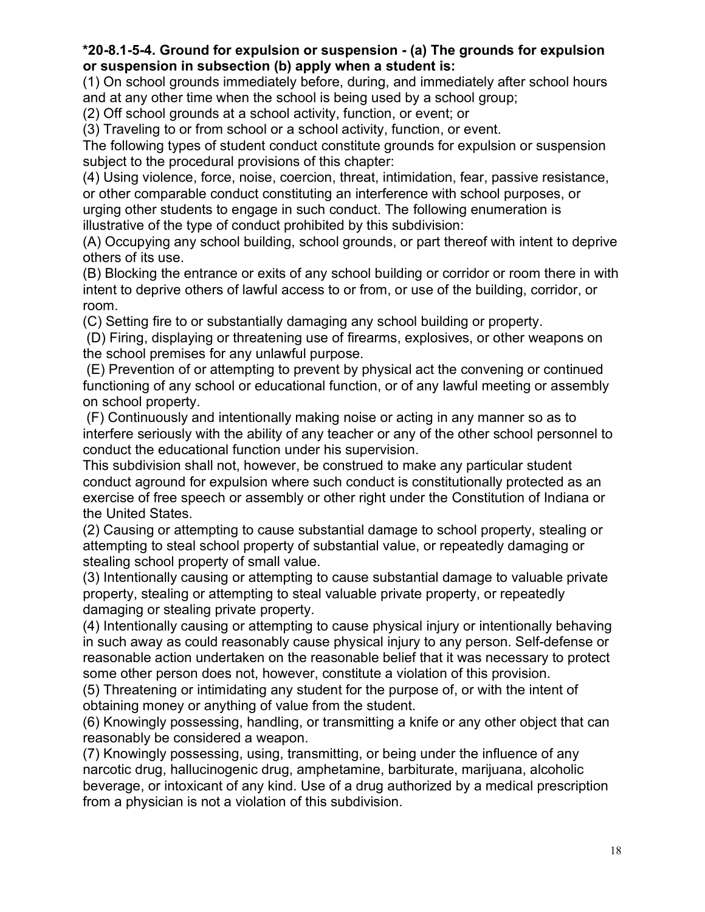**\*20-8.1-5-4. Ground for expulsion or suspension - (a) The grounds for expulsion or suspension in subsection (b) apply when a student is:**

(1) On school grounds immediately before, during, and immediately after school hours and at any other time when the school is being used by a school group;

(2) Off school grounds at a school activity, function, or event; or

(3) Traveling to or from school or a school activity, function, or event.

The following types of student conduct constitute grounds for expulsion or suspension subject to the procedural provisions of this chapter:

(4) Using violence, force, noise, coercion, threat, intimidation, fear, passive resistance, or other comparable conduct constituting an interference with school purposes, or urging other students to engage in such conduct. The following enumeration is illustrative of the type of conduct prohibited by this subdivision:

(A) Occupying any school building, school grounds, or part thereof with intent to deprive others of its use.

(B) Blocking the entrance or exits of any school building or corridor or room there in with intent to deprive others of lawful access to or from, or use of the building, corridor, or room.

(C) Setting fire to or substantially damaging any school building or property.

(D) Firing, displaying or threatening use of firearms, explosives, or other weapons on the school premises for any unlawful purpose.

(E) Prevention of or attempting to prevent by physical act the convening or continued functioning of any school or educational function, or of any lawful meeting or assembly on school property.

(F) Continuously and intentionally making noise or acting in any manner so as to interfere seriously with the ability of any teacher or any of the other school personnel to conduct the educational function under his supervision.

This subdivision shall not, however, be construed to make any particular student conduct aground for expulsion where such conduct is constitutionally protected as an exercise of free speech or assembly or other right under the Constitution of Indiana or the United States.

(2) Causing or attempting to cause substantial damage to school property, stealing or attempting to steal school property of substantial value, or repeatedly damaging or stealing school property of small value.

(3) Intentionally causing or attempting to cause substantial damage to valuable private property, stealing or attempting to steal valuable private property, or repeatedly damaging or stealing private property.

(4) Intentionally causing or attempting to cause physical injury or intentionally behaving in such away as could reasonably cause physical injury to any person. Self-defense or reasonable action undertaken on the reasonable belief that it was necessary to protect some other person does not, however, constitute a violation of this provision.

(5) Threatening or intimidating any student for the purpose of, or with the intent of obtaining money or anything of value from the student.

(6) Knowingly possessing, handling, or transmitting a knife or any other object that can reasonably be considered a weapon.

(7) Knowingly possessing, using, transmitting, or being under the influence of any narcotic drug, hallucinogenic drug, amphetamine, barbiturate, marijuana, alcoholic beverage, or intoxicant of any kind. Use of a drug authorized by a medical prescription from a physician is not a violation of this subdivision.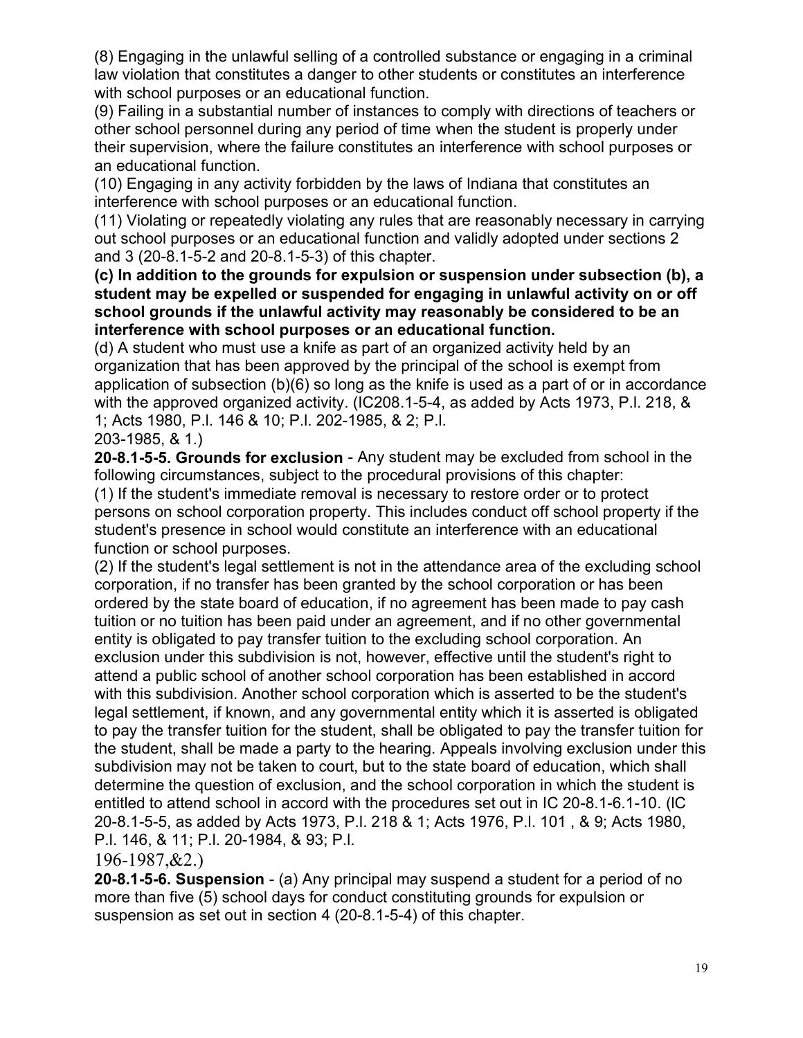(8) Engaging in the unlawful selling of a controlled substance or engaging in a criminal law violation that constitutes a danger to other students or constitutes an interference with school purposes or an educational function.

(9) Failing in a substantial number of instances to comply with directions of teachers or other school personnel during any period of time when the student is properly under their supervision, where the failure constitutes an interference with school purposes or an educational function.

(10) Engaging in any activity forbidden by the laws of Indiana that constitutes an interference with school purposes or an educational function.

(11) Violating or repeatedly violating any rules that are reasonably necessary in carrying out school purposes or an educational function and validly adopted under sections 2 and 3 (20-8.1-5-2 and 20-8.1-5-3) of this chapter.

**(c) In addition to the grounds for expulsion or suspension under subsection (b), a student may be expelled or suspended for engaging in unlawful activity on or off school grounds if the unlawful activity may reasonably be considered to be an interference with school purposes or an educational function.**

(d) A student who must use a knife as part of an organized activity held by an organization that has been approved by the principal of the school is exempt from application of subsection (b)(6) so long as the knife is used as a part of or in accordance with the approved organized activity. (IC208.1-5-4, as added by Acts 1973, P.l. 218, & 1; Acts 1980, P.l. 146 & 10; P.l. 202-1985, & 2; P.l. 203-1985, & 1.)

**20-8.1-5-5. Grounds for exclusion** - Any student may be excluded from school in the following circumstances, subject to the procedural provisions of this chapter:

(1) If the student's immediate removal is necessary to restore order or to protect persons on school corporation property. This includes conduct off school property if the student's presence in school would constitute an interference with an educational function or school purposes.

(2) If the student's legal settlement is not in the attendance area of the excluding school corporation, if no transfer has been granted by the school corporation or has been ordered by the state board of education, if no agreement has been made to pay cash tuition or no tuition has been paid under an agreement, and if no other governmental entity is obligated to pay transfer tuition to the excluding school corporation. An exclusion under this subdivision is not, however, effective until the student's right to attend a public school of another school corporation has been established in accord with this subdivision. Another school corporation which is asserted to be the student's legal settlement, if known, and any governmental entity which it is asserted is obligated to pay the transfer tuition for the student, shall be obligated to pay the transfer tuition for the student, shall be made a party to the hearing. Appeals involving exclusion under this subdivision may not be taken to court, but to the state board of education, which shall determine the question of exclusion, and the school corporation in which the student is entitled to attend school in accord with the procedures set out in IC 20-8.1-6.1-10. (IC 20-8.1-5-5, as added by Acts 1973, P.l. 218 & 1; Acts 1976, P.l. 101 , & 9; Acts 1980, P.l. 146, & 11; P.l. 20-1984, & 93; P.l. 196-1987,&2.)

**20-8.1-5-6. Suspension** - (a) Any principal may suspend a student for a period of no more than five (5) school days for conduct constituting grounds for expulsion or suspension as set out in section 4 (20-8.1-5-4) of this chapter.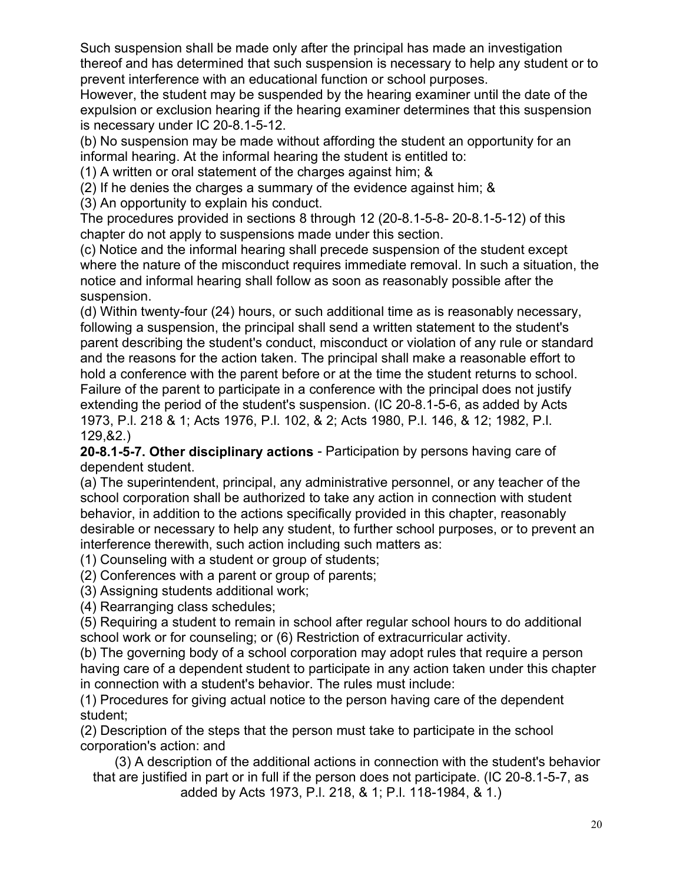Such suspension shall be made only after the principal has made an investigation thereof and has determined that such suspension is necessary to help any student or to prevent interference with an educational function or school purposes.

However, the student may be suspended by the hearing examiner until the date of the expulsion or exclusion hearing if the hearing examiner determines that this suspension is necessary under IC 20-8.1-5-12.

(b) No suspension may be made without affording the student an opportunity for an informal hearing. At the informal hearing the student is entitled to:

(1) A written or oral statement of the charges against him; &

(2) If he denies the charges a summary of the evidence against him; &

(3) An opportunity to explain his conduct.

The procedures provided in sections 8 through 12 (20-8.1-5-8- 20-8.1-5-12) of this chapter do not apply to suspensions made under this section.

(c) Notice and the informal hearing shall precede suspension of the student except where the nature of the misconduct requires immediate removal. In such a situation, the notice and informal hearing shall follow as soon as reasonably possible after the suspension.

(d) Within twenty-four (24) hours, or such additional time as is reasonably necessary, following a suspension, the principal shall send a written statement to the student's parent describing the student's conduct, misconduct or violation of any rule or standard and the reasons for the action taken. The principal shall make a reasonable effort to hold a conference with the parent before or at the time the student returns to school. Failure of the parent to participate in a conference with the principal does not justify extending the period of the student's suspension. (IC 20-8.1-5-6, as added by Acts 1973, P.l. 218 & 1; Acts 1976, P.l. 102, & 2; Acts 1980, P.l. 146, & 12; 1982, P.l. 129,&2.)

**20-8.1-5-7. Other disciplinary actions** - Participation by persons having care of dependent student.

(a) The superintendent, principal, any administrative personnel, or any teacher of the school corporation shall be authorized to take any action in connection with student behavior, in addition to the actions specifically provided in this chapter, reasonably desirable or necessary to help any student, to further school purposes, or to prevent an interference therewith, such action including such matters as:

(1) Counseling with a student or group of students;

(2) Conferences with a parent or group of parents;

(3) Assigning students additional work;

(4) Rearranging class schedules;

(5) Requiring a student to remain in school after regular school hours to do additional school work or for counseling; or (6) Restriction of extracurricular activity.

(b) The governing body of a school corporation may adopt rules that require a person having care of a dependent student to participate in any action taken under this chapter in connection with a student's behavior. The rules must include:

(1) Procedures for giving actual notice to the person having care of the dependent student;

(2) Description of the steps that the person must take to participate in the school corporation's action: and

(3) A description of the additional actions in connection with the student's behavior that are justified in part or in full if the person does not participate. (IC 20-8.1-5-7, as added by Acts 1973, P.l. 218, & 1; P.l. 118-1984, & 1.)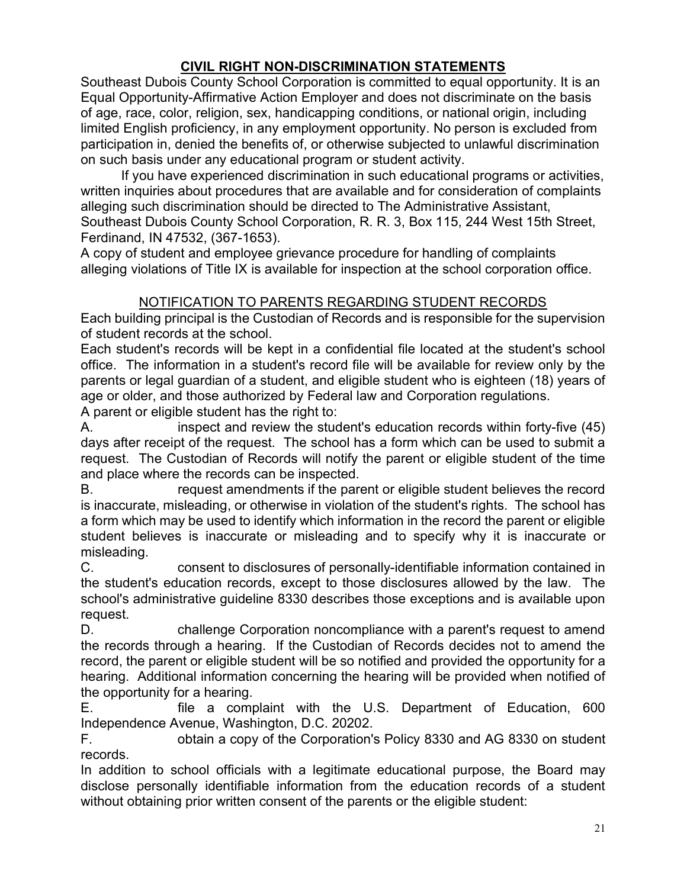## CIVIL RIGHT NON-DISCRIMINATION STATEMENTS

Southeast Dubois County School Corporation is committed to equal opportunity. It is an Equal Opportunity-Affirmative Action Employer and does not discriminate on the basis of age, race, color, religion, sex, handicapping conditions, or national origin, including limited English proficiency, in any employment opportunity. No person is excluded from participation in, denied the benefits of, or otherwise subjected to unlawful discrimination on such basis under any educational program or student activity.

If you have experienced discrimination in such educational programs or activities, written inquiries about procedures that are available and for consideration of complaints alleging such discrimination should be directed to The Administrative Assistant, Southeast Dubois County School Corporation, R. R. 3, Box 115, 244 West 15th Street, Ferdinand, IN 47532, (367-1653).

A copy of student and employee grievance procedure for handling of complaints alleging violations of Title IX is available for inspection at the school corporation office.

## NOTIFICATION TO PARENTS REGARDING STUDENT RECORDS

Each building principal is the Custodian of Records and is responsible for the supervision of student records at the school.

Each student's records will be kept in a confidential file located at the student's school office. The information in a student's record file will be available for review only by the parents or legal guardian of a student, and eligible student who is eighteen (18) years of age or older, and those authorized by Federal law and Corporation regulations.

A parent or eligible student has the right to:

A. inspect and review the student's education records within forty-five (45) days after receipt of the request. The school has a form which can be used to submit a request. The Custodian of Records will notify the parent or eligible student of the time and place where the records can be inspected.

B. request amendments if the parent or eligible student believes the record is inaccurate, misleading, or otherwise in violation of the student's rights. The school has a form which may be used to identify which information in the record the parent or eligible student believes is inaccurate or misleading and to specify why it is inaccurate or misleading.

C. consent to disclosures of personally-identifiable information contained in the student's education records, except to those disclosures allowed by the law. The school's administrative guideline 8330 describes those exceptions and is available upon request.

D. challenge Corporation noncompliance with a parent's request to amend the records through a hearing. If the Custodian of Records decides not to amend the record, the parent or eligible student will be so notified and provided the opportunity for a hearing. Additional information concerning the hearing will be provided when notified of the opportunity for a hearing.

E. file a complaint with the U.S. Department of Education, 600 Independence Avenue, Washington, D.C. 20202.

F. obtain a copy of the Corporation's Policy 8330 and AG 8330 on student records.

In addition to school officials with a legitimate educational purpose, the Board may disclose personally identifiable information from the education records of a student without obtaining prior written consent of the parents or the eligible student: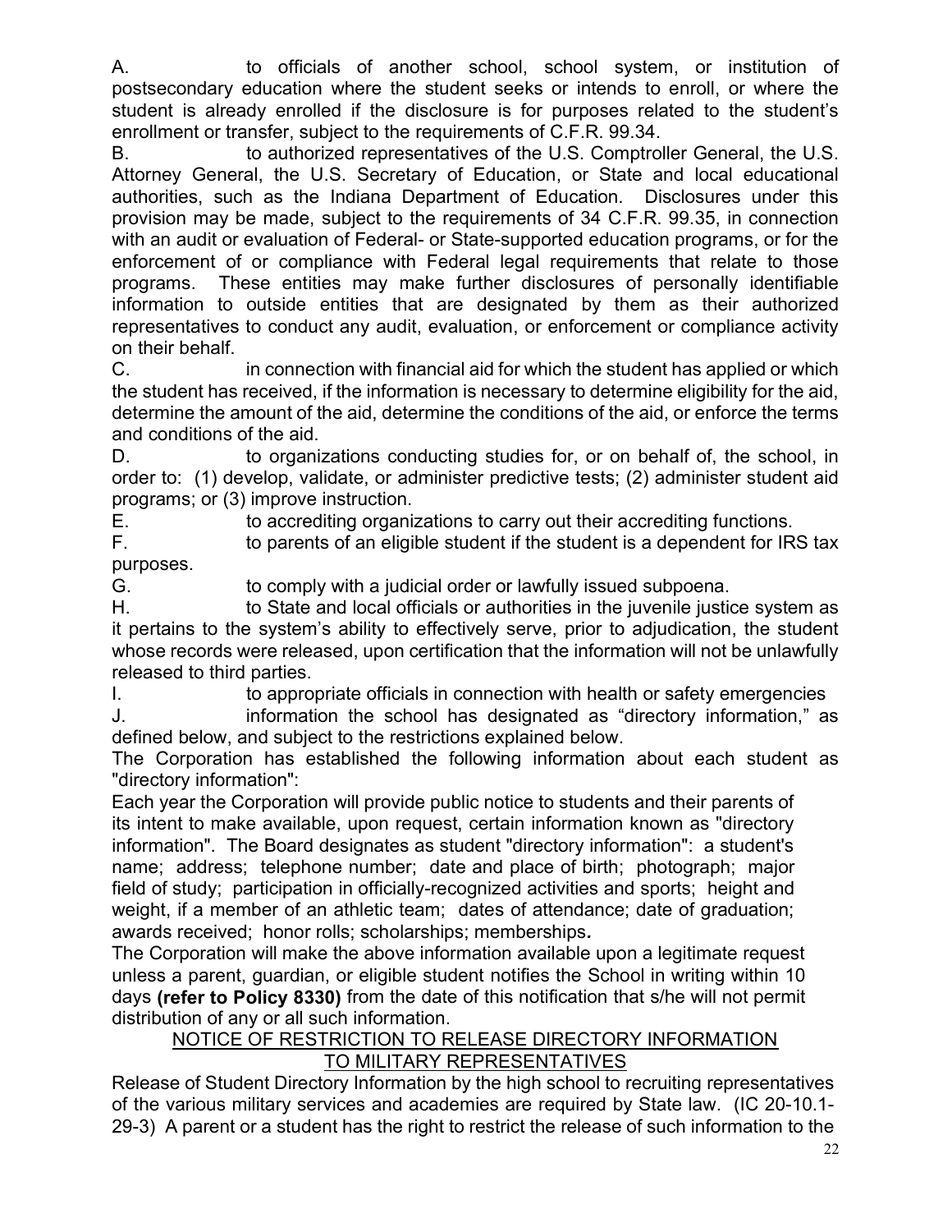A. to officials of another school, school system, or institution of postsecondary education where the student seeks or intends to enroll, or where the student is already enrolled if the disclosure is for purposes related to the student's enrollment or transfer, subject to the requirements of C.F.R. 99.34.

B. to authorized representatives of the U.S. Comptroller General, the U.S. Attorney General, the U.S. Secretary of Education, or State and local educational authorities, such as the Indiana Department of Education. Disclosures under this provision may be made, subject to the requirements of 34 C.F.R. 99.35, in connection with an audit or evaluation of Federal- or State-supported education programs, or for the enforcement of or compliance with Federal legal requirements that relate to those programs. These entities may make further disclosures of personally identifiable information to outside entities that are designated by them as their authorized representatives to conduct any audit, evaluation, or enforcement or compliance activity on their behalf.

C. in connection with financial aid for which the student has applied or which the student has received, if the information is necessary to determine eligibility for the aid, determine the amount of the aid, determine the conditions of the aid, or enforce the terms and conditions of the aid.

D. to organizations conducting studies for, or on behalf of, the school, in order to: (1) develop, validate, or administer predictive tests; (2) administer student aid programs; or (3) improve instruction.

E. to accrediting organizations to carry out their accrediting functions.

F. to parents of an eligible student if the student is a dependent for IRS tax purposes.

G. to comply with a judicial order or lawfully issued subpoena.

H. to State and local officials or authorities in the juvenile justice system as it pertains to the system's ability to effectively serve, prior to adjudication, the student whose records were released, upon certification that the information will not be unlawfully released to third parties.

I. to appropriate officials in connection with health or safety emergencies

J. information the school has designated as "directory information," as defined below, and subject to the restrictions explained below.

The Corporation has established the following information about each student as "directory information":

Each year the Corporation will provide public notice to students and their parents of its intent to make available, upon request, certain information known as "directory information". The Board designates as student "directory information": a student's name; address; telephone number; date and place of birth; photograph; major field of study; participation in officially-recognized activities and sports; height and weight, if a member of an athletic team; dates of attendance; date of graduation; awards received; honor rolls; scholarships; memberships*.*

The Corporation will make the above information available upon a legitimate request unless a parent, guardian, or eligible student notifies the School in writing within 10 days **(refer to Policy 8330)** from the date of this notification that s/he will not permit distribution of any or all such information.

<u>NOTICE OF RESTRICTION TO RELEASE DIRECTORY INFORMATION TO MILITARY REPRESENTATIVES</u>

Release of Student Directory Information by the high school to recruiting representatives of the various military services and academies are required by State law. (IC 20-10.1-29-3) A parent or a student has the right to restrict the release of such information to the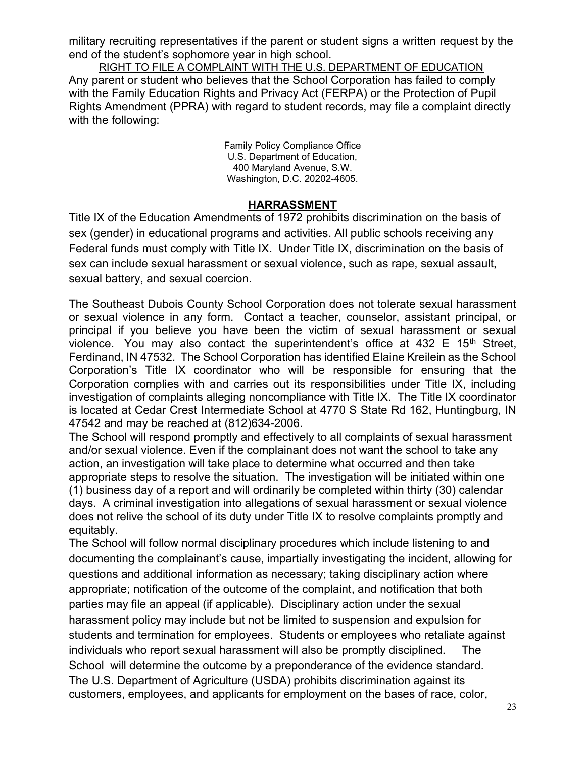military recruiting representatives if the parent or student signs a written request by the end of the student's sophomore year in high school.

RIGHT TO FILE A COMPLAINT WITH THE U.S. DEPARTMENT OF EDUCATION

Any parent or student who believes that the School Corporation has failed to comply with the Family Education Rights and Privacy Act (FERPA) or the Protection of Pupil Rights Amendment (PPRA) with regard to student records, may file a complaint directly with the following:

Family Policy Compliance Office
U.S. Department of Education,
400 Maryland Avenue, S.W.
Washington, D.C. 20202-4605.

## HARRASSMENT

Title IX of the Education Amendments of 1972 prohibits discrimination on the basis of sex (gender) in educational programs and activities. All public schools receiving any Federal funds must comply with Title IX. Under Title IX, discrimination on the basis of sex can include sexual harassment or sexual violence, such as rape, sexual assault, sexual battery, and sexual coercion.

The Southeast Dubois County School Corporation does not tolerate sexual harassment or sexual violence in any form. Contact a teacher, counselor, assistant principal, or principal if you believe you have been the victim of sexual harassment or sexual violence. You may also contact the superintendent's office at 432 E 15th Street, Ferdinand, IN 47532. The School Corporation has identified Elaine Kreilein as the School Corporation's Title IX coordinator who will be responsible for ensuring that the Corporation complies with and carries out its responsibilities under Title IX, including investigation of complaints alleging noncompliance with Title IX. The Title IX coordinator is located at Cedar Crest Intermediate School at 4770 S State Rd 162, Huntingburg, IN 47542 and may be reached at (812)634-2006.

The School will respond promptly and effectively to all complaints of sexual harassment and/or sexual violence. Even if the complainant does not want the school to take any action, an investigation will take place to determine what occurred and then take appropriate steps to resolve the situation. The investigation will be initiated within one (1) business day of a report and will ordinarily be completed within thirty (30) calendar days. A criminal investigation into allegations of sexual harassment or sexual violence does not relive the school of its duty under Title IX to resolve complaints promptly and equitably.

The School will follow normal disciplinary procedures which include listening to and documenting the complainant's cause, impartially investigating the incident, allowing for questions and additional information as necessary; taking disciplinary action where appropriate; notification of the outcome of the complaint, and notification that both parties may file an appeal (if applicable). Disciplinary action under the sexual harassment policy may include but not be limited to suspension and expulsion for students and termination for employees. Students or employees who retaliate against individuals who report sexual harassment will also be promptly disciplined. The School will determine the outcome by a preponderance of the evidence standard.

The U.S. Department of Agriculture (USDA) prohibits discrimination against its customers, employees, and applicants for employment on the bases of race, color,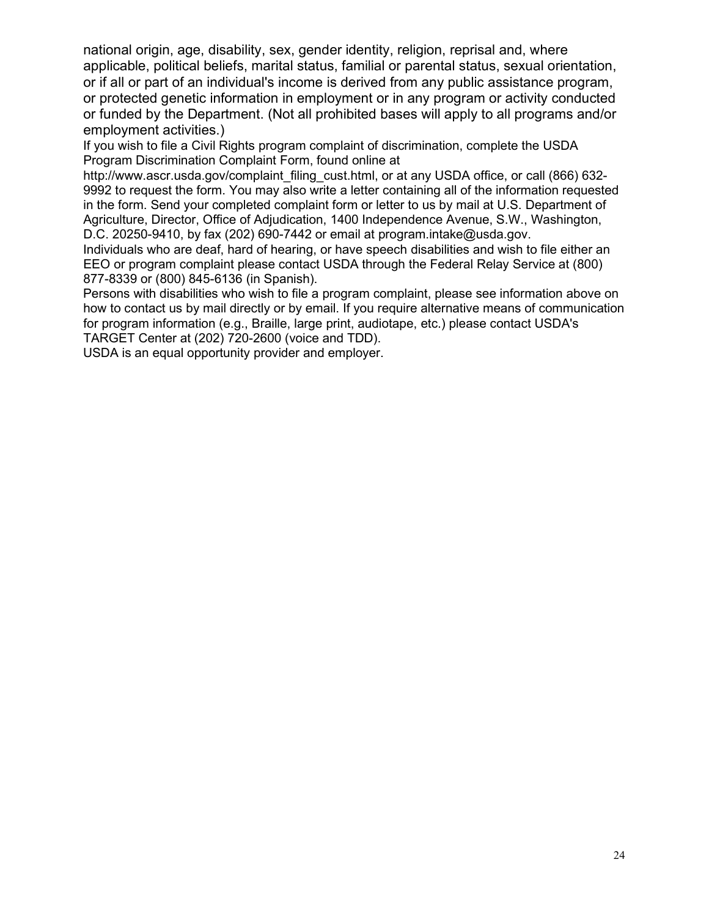national origin, age, disability, sex, gender identity, religion, reprisal and, where applicable, political beliefs, marital status, familial or parental status, sexual orientation, or if all or part of an individual's income is derived from any public assistance program, or protected genetic information in employment or in any program or activity conducted or funded by the Department. (Not all prohibited bases will apply to all programs and/or employment activities.)

If you wish to file a Civil Rights program complaint of discrimination, complete the USDA Program Discrimination Complaint Form, found online at http://www.ascr.usda.gov/complaint_filing_cust.html, or at any USDA office, or call (866) 632-9992 to request the form. You may also write a letter containing all of the information requested in the form. Send your completed complaint form or letter to us by mail at U.S. Department of Agriculture, Director, Office of Adjudication, 1400 Independence Avenue, S.W., Washington, D.C. 20250-9410, by fax (202) 690-7442 or email at program.intake@usda.gov.

Individuals who are deaf, hard of hearing, or have speech disabilities and wish to file either an EEO or program complaint please contact USDA through the Federal Relay Service at (800) 877-8339 or (800) 845-6136 (in Spanish).

Persons with disabilities who wish to file a program complaint, please see information above on how to contact us by mail directly or by email. If you require alternative means of communication for program information (e.g., Braille, large print, audiotape, etc.) please contact USDA's TARGET Center at (202) 720-2600 (voice and TDD).

USDA is an equal opportunity provider and employer.